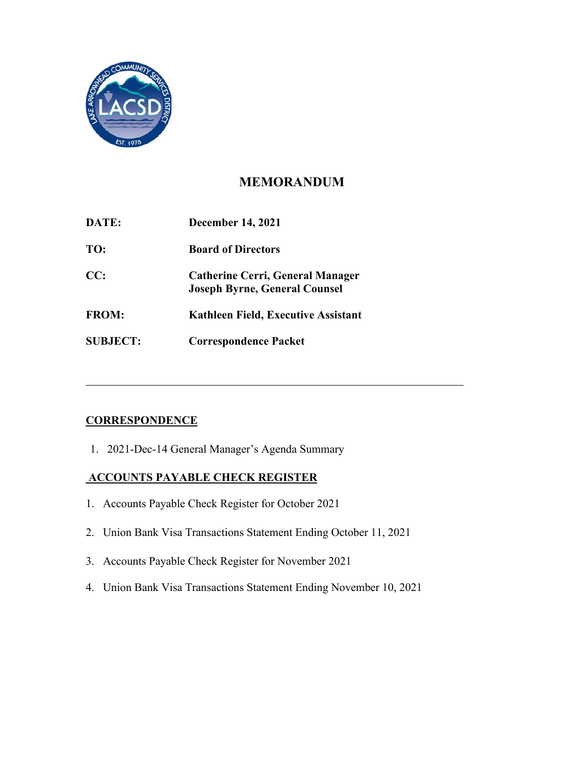# MEMORANDUM

**DATE:** December 14, 2021

**TO:** Board of Directors

**CC:** Catherine Cerri, General Manager
Joseph Byrne, General Counsel

**FROM:** Kathleen Field, Executive Assistant

**SUBJECT:** Correspondence Packet

---

## CORRESPONDENCE

1. 2021-Dec-14 General Manager's Agenda Summary

## ACCOUNTS PAYABLE CHECK REGISTER

1. Accounts Payable Check Register for October 2021
2. Union Bank Visa Transactions Statement Ending October 11, 2021
3. Accounts Payable Check Register for November 2021
4. Union Bank Visa Transactions Statement Ending November 10, 2021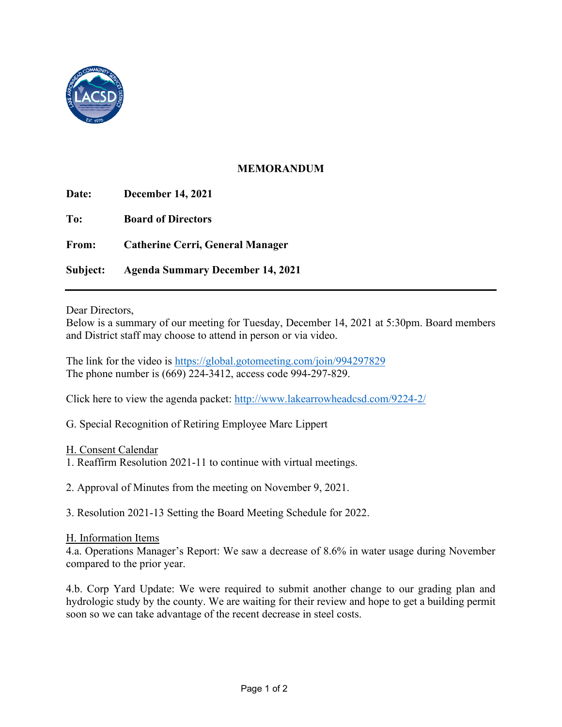**MEMORANDUM**

**Date:** **December 14, 2021**

**To:** **Board of Directors**

**From:** **Catherine Cerri, General Manager**

**Subject:** **Agenda Summary December 14, 2021**

---

Dear Directors,
Below is a summary of our meeting for Tuesday, December 14, 2021 at 5:30pm. Board members and District staff may choose to attend in person or via video.

The link for the video is https://global.gotomeeting.com/join/994297829
The phone number is (669) 224-3412, access code 994-297-829.

Click here to view the agenda packet: http://www.lakearrowheadcsd.com/9224-2/

G. Special Recognition of Retiring Employee Marc Lippert

H. Consent Calendar
1. Reaffirm Resolution 2021-11 to continue with virtual meetings.

2. Approval of Minutes from the meeting on November 9, 2021.

3. Resolution 2021-13 Setting the Board Meeting Schedule for 2022.

H. Information Items
4.a. Operations Manager's Report: We saw a decrease of 8.6% in water usage during November compared to the prior year.

4.b. Corp Yard Update: We were required to submit another change to our grading plan and hydrologic study by the county. We are waiting for their review and hope to get a building permit soon so we can take advantage of the recent decrease in steel costs.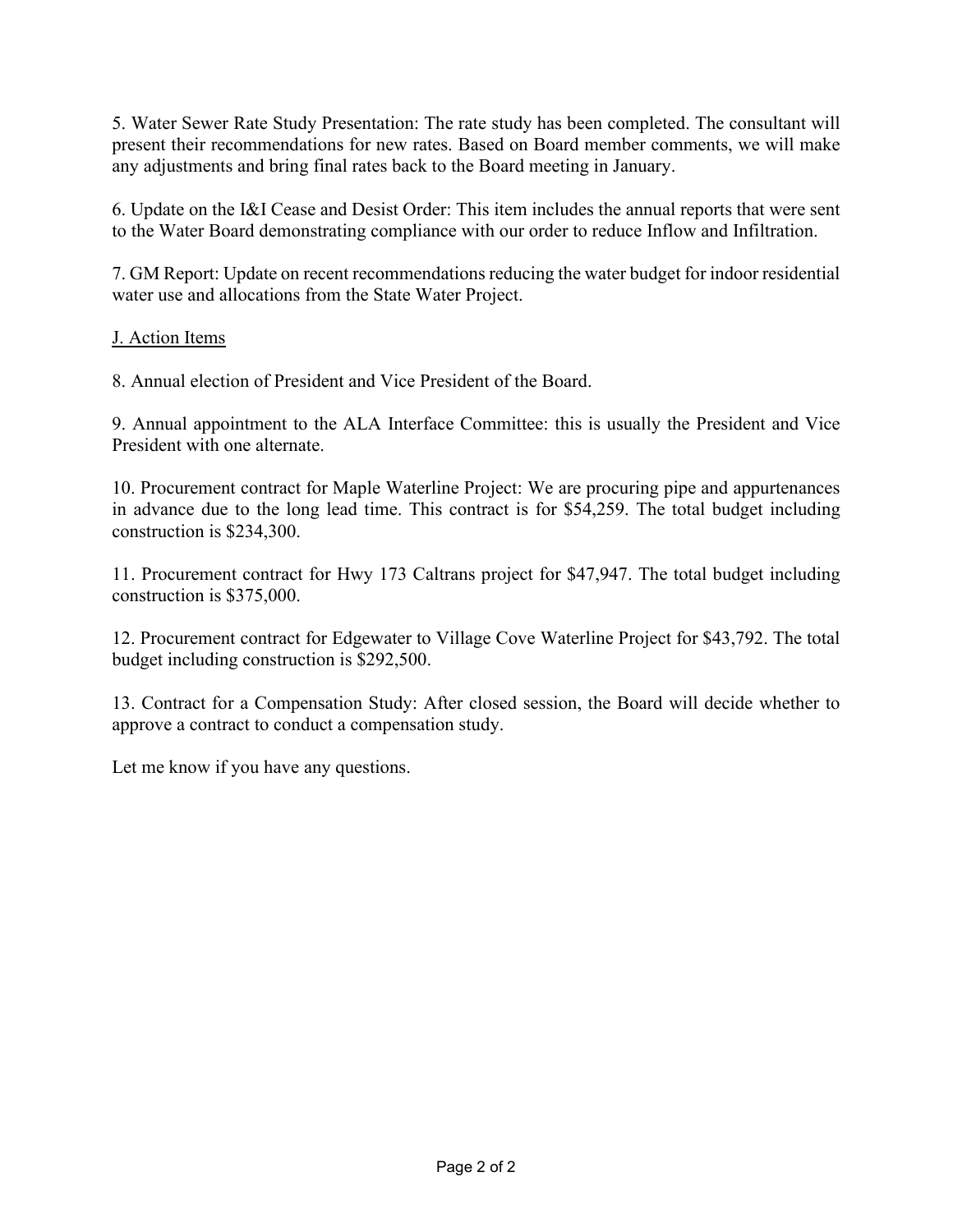5. Water Sewer Rate Study Presentation: The rate study has been completed. The consultant will present their recommendations for new rates. Based on Board member comments, we will make any adjustments and bring final rates back to the Board meeting in January.

6. Update on the I&I Cease and Desist Order: This item includes the annual reports that were sent to the Water Board demonstrating compliance with our order to reduce Inflow and Infiltration.

7. GM Report: Update on recent recommendations reducing the water budget for indoor residential water use and allocations from the State Water Project.

<u>J. Action Items</u>

8. Annual election of President and Vice President of the Board.

9. Annual appointment to the ALA Interface Committee: this is usually the President and Vice President with one alternate.

10. Procurement contract for Maple Waterline Project: We are procuring pipe and appurtenances in advance due to the long lead time. This contract is for $54,259. The total budget including construction is $234,300.

11. Procurement contract for Hwy 173 Caltrans project for $47,947. The total budget including construction is $375,000.

12. Procurement contract for Edgewater to Village Cove Waterline Project for $43,792. The total budget including construction is $292,500.

13. Contract for a Compensation Study: After closed session, the Board will decide whether to approve a contract to conduct a compensation study.

Let me know if you have any questions.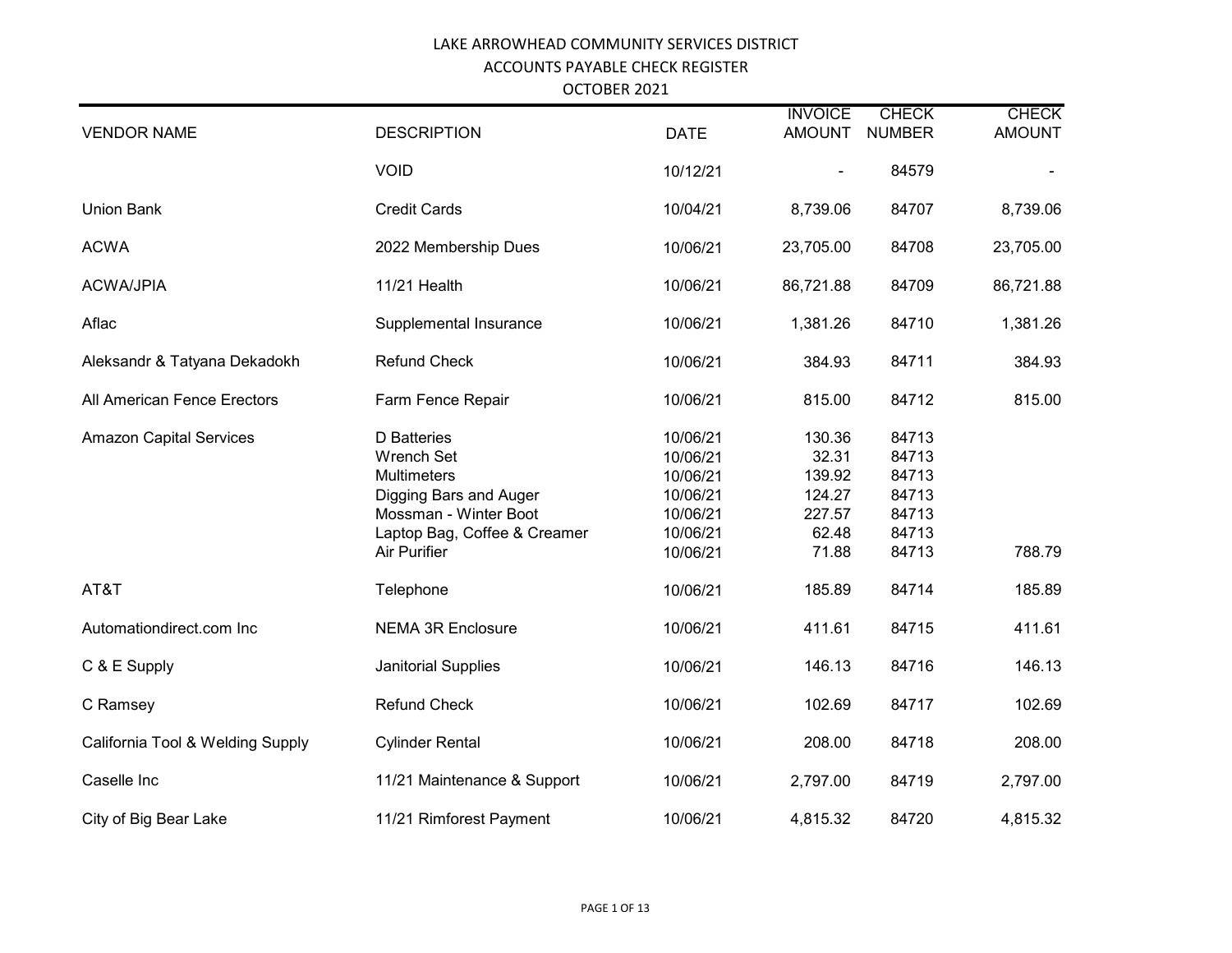LAKE ARROWHEAD COMMUNITY SERVICES DISTRICT

ACCOUNTS PAYABLE CHECK REGISTER

OCTOBER 2021

| VENDOR NAME | DESCRIPTION | DATE | INVOICE AMOUNT | CHECK NUMBER | CHECK AMOUNT |
|---|---|---|---|---|---|
| | VOID | 10/12/21 | - | 84579 | - |
| Union Bank | Credit Cards | 10/04/21 | 8,739.06 | 84707 | 8,739.06 |
| ACWA | 2022 Membership Dues | 10/06/21 | 23,705.00 | 84708 | 23,705.00 |
| ACWA/JPIA | 11/21 Health | 10/06/21 | 86,721.88 | 84709 | 86,721.88 |
| Aflac | Supplemental Insurance | 10/06/21 | 1,381.26 | 84710 | 1,381.26 |
| Aleksandr & Tatyana Dekadokh | Refund Check | 10/06/21 | 384.93 | 84711 | 384.93 |
| All American Fence Erectors | Farm Fence Repair | 10/06/21 | 815.00 | 84712 | 815.00 |
| Amazon Capital Services | D Batteries | 10/06/21 | 130.36 | 84713 | |
| | Wrench Set | 10/06/21 | 32.31 | 84713 | |
| | Multimeters | 10/06/21 | 139.92 | 84713 | |
| | Digging Bars and Auger | 10/06/21 | 124.27 | 84713 | |
| | Mossman - Winter Boot | 10/06/21 | 227.57 | 84713 | |
| | Laptop Bag, Coffee & Creamer | 10/06/21 | 62.48 | 84713 | |
| | Air Purifier | 10/06/21 | 71.88 | 84713 | 788.79 |
| AT&T | Telephone | 10/06/21 | 185.89 | 84714 | 185.89 |
| Automationdirect.com Inc | NEMA 3R Enclosure | 10/06/21 | 411.61 | 84715 | 411.61 |
| C & E Supply | Janitorial Supplies | 10/06/21 | 146.13 | 84716 | 146.13 |
| C Ramsey | Refund Check | 10/06/21 | 102.69 | 84717 | 102.69 |
| California Tool & Welding Supply | Cylinder Rental | 10/06/21 | 208.00 | 84718 | 208.00 |
| Caselle Inc | 11/21 Maintenance & Support | 10/06/21 | 2,797.00 | 84719 | 2,797.00 |
| City of Big Bear Lake | 11/21 Rimforest Payment | 10/06/21 | 4,815.32 | 84720 | 4,815.32 |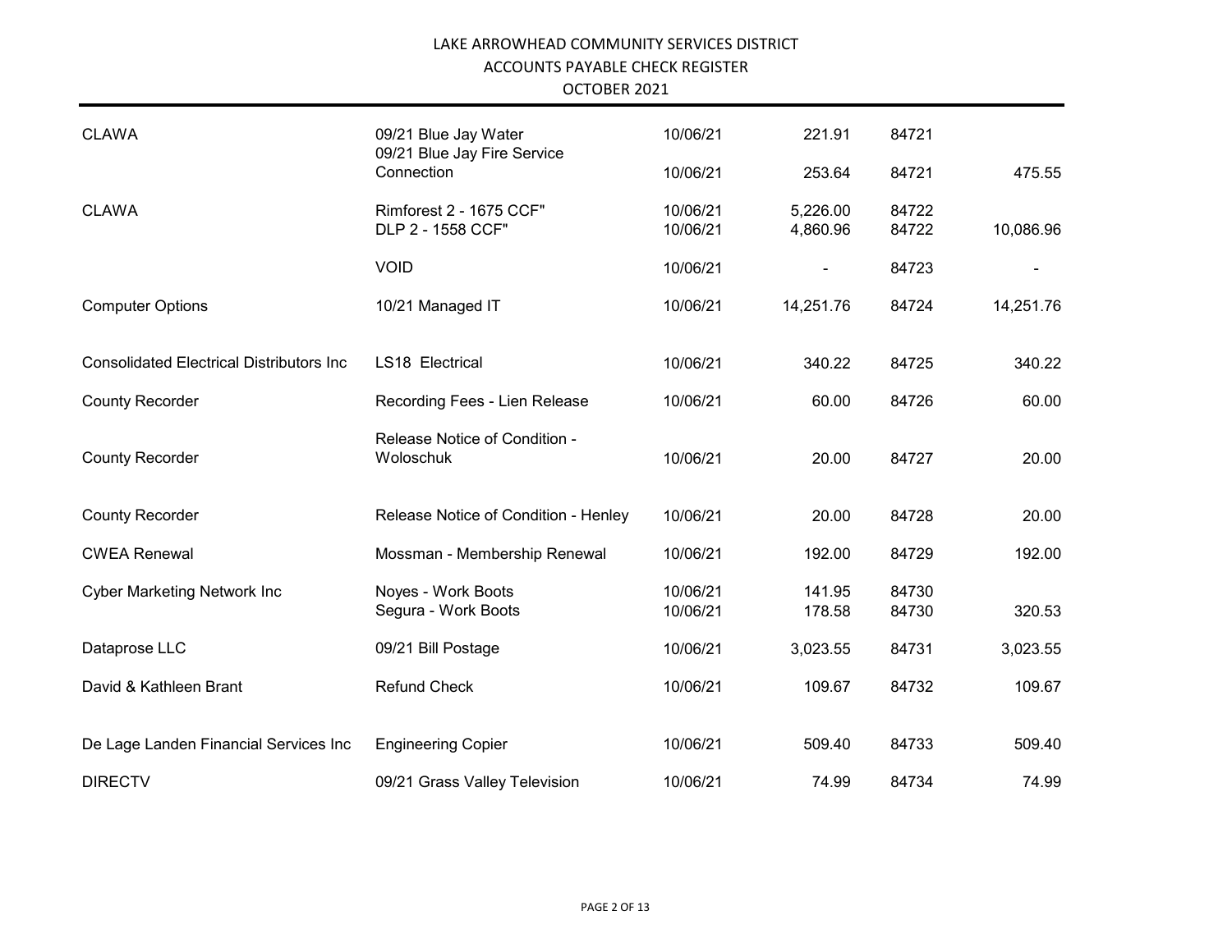# LAKE ARROWHEAD COMMUNITY SERVICES DISTRICT
## ACCOUNTS PAYABLE CHECK REGISTER
### OCTOBER 2021

| | | | | | |
|---|---|---|---|---|---|
| CLAWA | 09/21 Blue Jay Water | 10/06/21 | 221.91 | 84721 | |
| | 09/21 Blue Jay Fire Service Connection | 10/06/21 | 253.64 | 84721 | 475.55 |
| CLAWA | Rimforest 2 - 1675 CCF" | 10/06/21 | 5,226.00 | 84722 | |
| | DLP 2 - 1558 CCF" | 10/06/21 | 4,860.96 | 84722 | 10,086.96 |
| | VOID | 10/06/21 | - | 84723 | - |
| Computer Options | 10/21 Managed IT | 10/06/21 | 14,251.76 | 84724 | 14,251.76 |
| Consolidated Electrical Distributors Inc | LS18 Electrical | 10/06/21 | 340.22 | 84725 | 340.22 |
| County Recorder | Recording Fees - Lien Release | 10/06/21 | 60.00 | 84726 | 60.00 |
| County Recorder | Release Notice of Condition - Woloschuk | 10/06/21 | 20.00 | 84727 | 20.00 |
| County Recorder | Release Notice of Condition - Henley | 10/06/21 | 20.00 | 84728 | 20.00 |
| CWEA Renewal | Mossman - Membership Renewal | 10/06/21 | 192.00 | 84729 | 192.00 |
| Cyber Marketing Network Inc | Noyes - Work Boots | 10/06/21 | 141.95 | 84730 | |
| | Segura - Work Boots | 10/06/21 | 178.58 | 84730 | 320.53 |
| Dataprose LLC | 09/21 Bill Postage | 10/06/21 | 3,023.55 | 84731 | 3,023.55 |
| David & Kathleen Brant | Refund Check | 10/06/21 | 109.67 | 84732 | 109.67 |
| De Lage Landen Financial Services Inc | Engineering Copier | 10/06/21 | 509.40 | 84733 | 509.40 |
| DIRECTV | 09/21 Grass Valley Television | 10/06/21 | 74.99 | 84734 | 74.99 |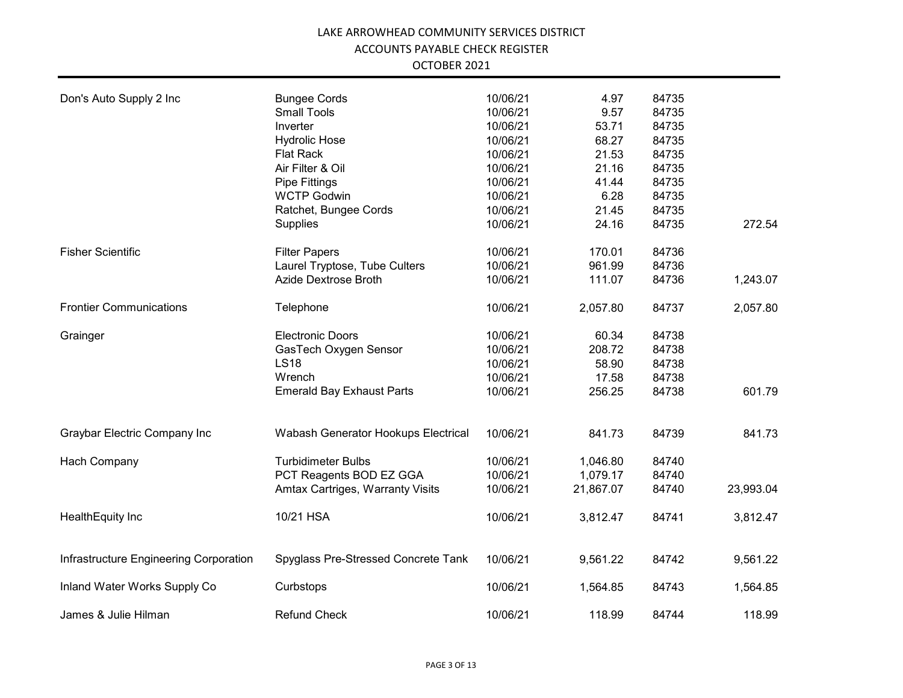LAKE ARROWHEAD COMMUNITY SERVICES DISTRICT
ACCOUNTS PAYABLE CHECK REGISTER
OCTOBER 2021

| | | | | | |
|---|---|---|---|---|---|
| Don's Auto Supply 2 Inc | Bungee Cords | 10/06/21 | 4.97 | 84735 | |
| | Small Tools | 10/06/21 | 9.57 | 84735 | |
| | Inverter | 10/06/21 | 53.71 | 84735 | |
| | Hydrolic Hose | 10/06/21 | 68.27 | 84735 | |
| | Flat Rack | 10/06/21 | 21.53 | 84735 | |
| | Air Filter & Oil | 10/06/21 | 21.16 | 84735 | |
| | Pipe Fittings | 10/06/21 | 41.44 | 84735 | |
| | WCTP Godwin | 10/06/21 | 6.28 | 84735 | |
| | Ratchet, Bungee Cords | 10/06/21 | 21.45 | 84735 | |
| | Supplies | 10/06/21 | 24.16 | 84735 | 272.54 |
| Fisher Scientific | Filter Papers | 10/06/21 | 170.01 | 84736 | |
| | Laurel Tryptose, Tube Culters | 10/06/21 | 961.99 | 84736 | |
| | Azide Dextrose Broth | 10/06/21 | 111.07 | 84736 | 1,243.07 |
| Frontier Communications | Telephone | 10/06/21 | 2,057.80 | 84737 | 2,057.80 |
| Grainger | Electronic Doors | 10/06/21 | 60.34 | 84738 | |
| | GasTech Oxygen Sensor | 10/06/21 | 208.72 | 84738 | |
| | LS18 | 10/06/21 | 58.90 | 84738 | |
| | Wrench | 10/06/21 | 17.58 | 84738 | |
| | Emerald Bay Exhaust Parts | 10/06/21 | 256.25 | 84738 | 601.79 |
| Graybar Electric Company Inc | Wabash Generator Hookups Electrical | 10/06/21 | 841.73 | 84739 | 841.73 |
| Hach Company | Turbidimeter Bulbs | 10/06/21 | 1,046.80 | 84740 | |
| | PCT Reagents BOD EZ GGA | 10/06/21 | 1,079.17 | 84740 | |
| | Amtax Cartriges, Warranty Visits | 10/06/21 | 21,867.07 | 84740 | 23,993.04 |
| HealthEquity Inc | 10/21 HSA | 10/06/21 | 3,812.47 | 84741 | 3,812.47 |
| Infrastructure Engineering Corporation | Spyglass Pre-Stressed Concrete Tank | 10/06/21 | 9,561.22 | 84742 | 9,561.22 |
| Inland Water Works Supply Co | Curbstops | 10/06/21 | 1,564.85 | 84743 | 1,564.85 |
| James & Julie Hilman | Refund Check | 10/06/21 | 118.99 | 84744 | 118.99 |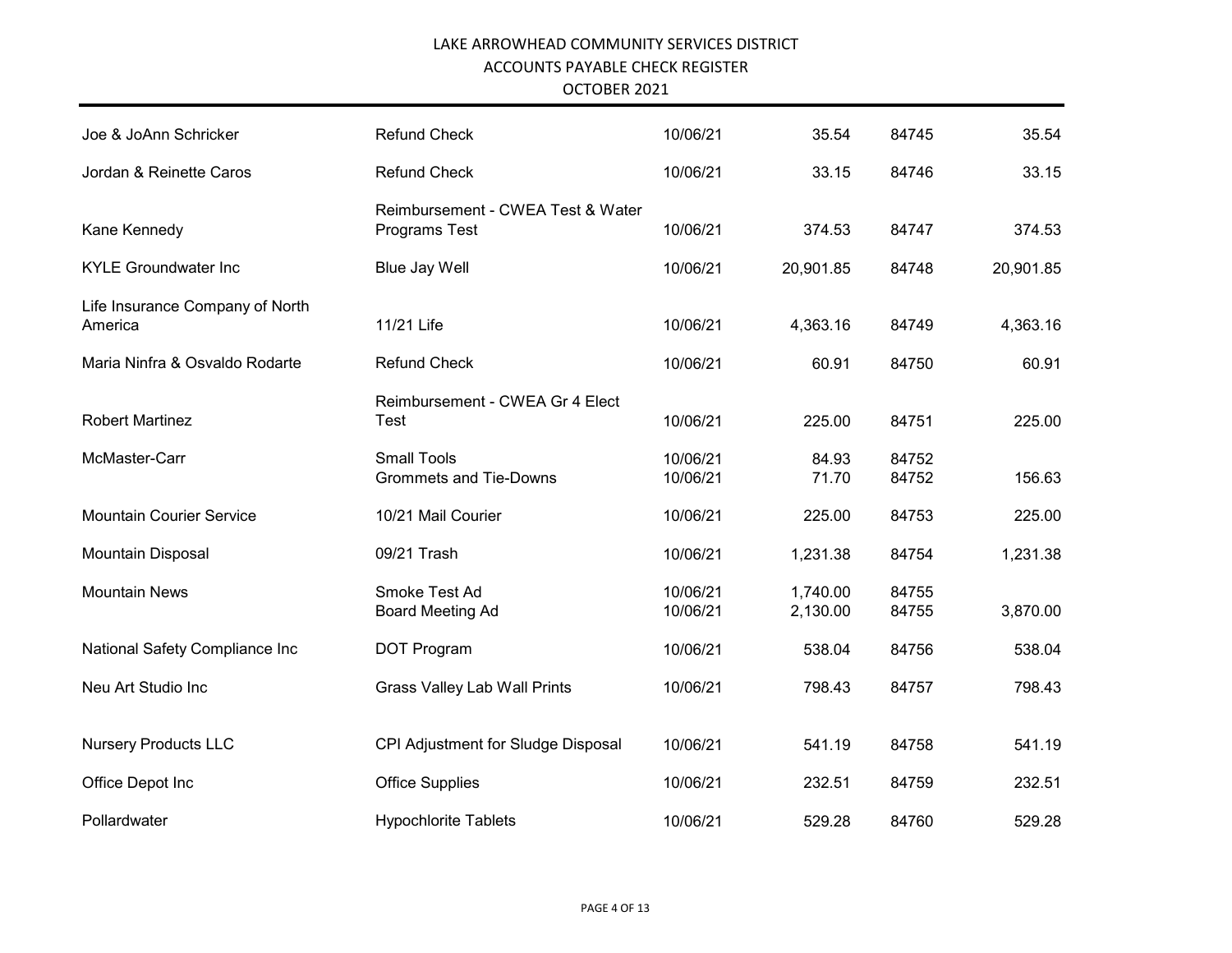LAKE ARROWHEAD COMMUNITY SERVICES DISTRICT
ACCOUNTS PAYABLE CHECK REGISTER
OCTOBER 2021

| | | | | | |
|---|---|---|---|---|---|
| Joe & JoAnn Schricker | Refund Check | 10/06/21 | 35.54 | 84745 | 35.54 |
| Jordan & Reinette Caros | Refund Check | 10/06/21 | 33.15 | 84746 | 33.15 |
| Kane Kennedy | Reimbursement - CWEA Test & Water Programs Test | 10/06/21 | 374.53 | 84747 | 374.53 |
| KYLE Groundwater Inc | Blue Jay Well | 10/06/21 | 20,901.85 | 84748 | 20,901.85 |
| Life Insurance Company of North America | 11/21 Life | 10/06/21 | 4,363.16 | 84749 | 4,363.16 |
| Maria Ninfra & Osvaldo Rodarte | Refund Check | 10/06/21 | 60.91 | 84750 | 60.91 |
| Robert Martinez | Reimbursement - CWEA Gr 4 Elect Test | 10/06/21 | 225.00 | 84751 | 225.00 |
| McMaster-Carr | Small Tools | 10/06/21 | 84.93 | 84752 | |
| | Grommets and Tie-Downs | 10/06/21 | 71.70 | 84752 | 156.63 |
| Mountain Courier Service | 10/21 Mail Courier | 10/06/21 | 225.00 | 84753 | 225.00 |
| Mountain Disposal | 09/21 Trash | 10/06/21 | 1,231.38 | 84754 | 1,231.38 |
| Mountain News | Smoke Test Ad | 10/06/21 | 1,740.00 | 84755 | |
| | Board Meeting Ad | 10/06/21 | 2,130.00 | 84755 | 3,870.00 |
| National Safety Compliance Inc | DOT Program | 10/06/21 | 538.04 | 84756 | 538.04 |
| Neu Art Studio Inc | Grass Valley Lab Wall Prints | 10/06/21 | 798.43 | 84757 | 798.43 |
| Nursery Products LLC | CPI Adjustment for Sludge Disposal | 10/06/21 | 541.19 | 84758 | 541.19 |
| Office Depot Inc | Office Supplies | 10/06/21 | 232.51 | 84759 | 232.51 |
| Pollardwater | Hypochlorite Tablets | 10/06/21 | 529.28 | 84760 | 529.28 |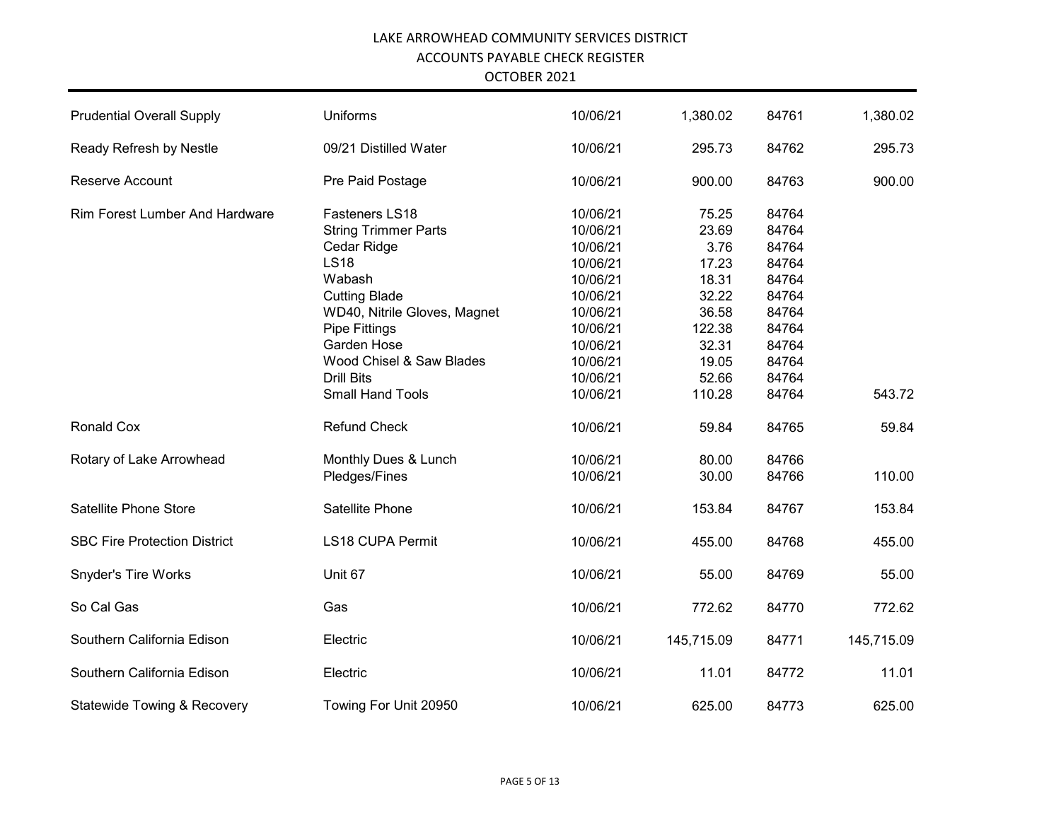LAKE ARROWHEAD COMMUNITY SERVICES DISTRICT
ACCOUNTS PAYABLE CHECK REGISTER
OCTOBER 2021

| | | | | | |
|---|---|---|---|---|---|
| Prudential Overall Supply | Uniforms | 10/06/21 | 1,380.02 | 84761 | 1,380.02 |
| Ready Refresh by Nestle | 09/21 Distilled Water | 10/06/21 | 295.73 | 84762 | 295.73 |
| Reserve Account | Pre Paid Postage | 10/06/21 | 900.00 | 84763 | 900.00 |
| Rim Forest Lumber And Hardware | Fasteners LS18 | 10/06/21 | 75.25 | 84764 | |
| | String Trimmer Parts | 10/06/21 | 23.69 | 84764 | |
| | Cedar Ridge | 10/06/21 | 3.76 | 84764 | |
| | LS18 | 10/06/21 | 17.23 | 84764 | |
| | Wabash | 10/06/21 | 18.31 | 84764 | |
| | Cutting Blade | 10/06/21 | 32.22 | 84764 | |
| | WD40, Nitrile Gloves, Magnet | 10/06/21 | 36.58 | 84764 | |
| | Pipe Fittings | 10/06/21 | 122.38 | 84764 | |
| | Garden Hose | 10/06/21 | 32.31 | 84764 | |
| | Wood Chisel & Saw Blades | 10/06/21 | 19.05 | 84764 | |
| | Drill Bits | 10/06/21 | 52.66 | 84764 | |
| | Small Hand Tools | 10/06/21 | 110.28 | 84764 | 543.72 |
| Ronald Cox | Refund Check | 10/06/21 | 59.84 | 84765 | 59.84 |
| Rotary of Lake Arrowhead | Monthly Dues & Lunch | 10/06/21 | 80.00 | 84766 | |
| | Pledges/Fines | 10/06/21 | 30.00 | 84766 | 110.00 |
| Satellite Phone Store | Satellite Phone | 10/06/21 | 153.84 | 84767 | 153.84 |
| SBC Fire Protection District | LS18 CUPA Permit | 10/06/21 | 455.00 | 84768 | 455.00 |
| Snyder's Tire Works | Unit 67 | 10/06/21 | 55.00 | 84769 | 55.00 |
| So Cal Gas | Gas | 10/06/21 | 772.62 | 84770 | 772.62 |
| Southern California Edison | Electric | 10/06/21 | 145,715.09 | 84771 | 145,715.09 |
| Southern California Edison | Electric | 10/06/21 | 11.01 | 84772 | 11.01 |
| Statewide Towing & Recovery | Towing For Unit 20950 | 10/06/21 | 625.00 | 84773 | 625.00 |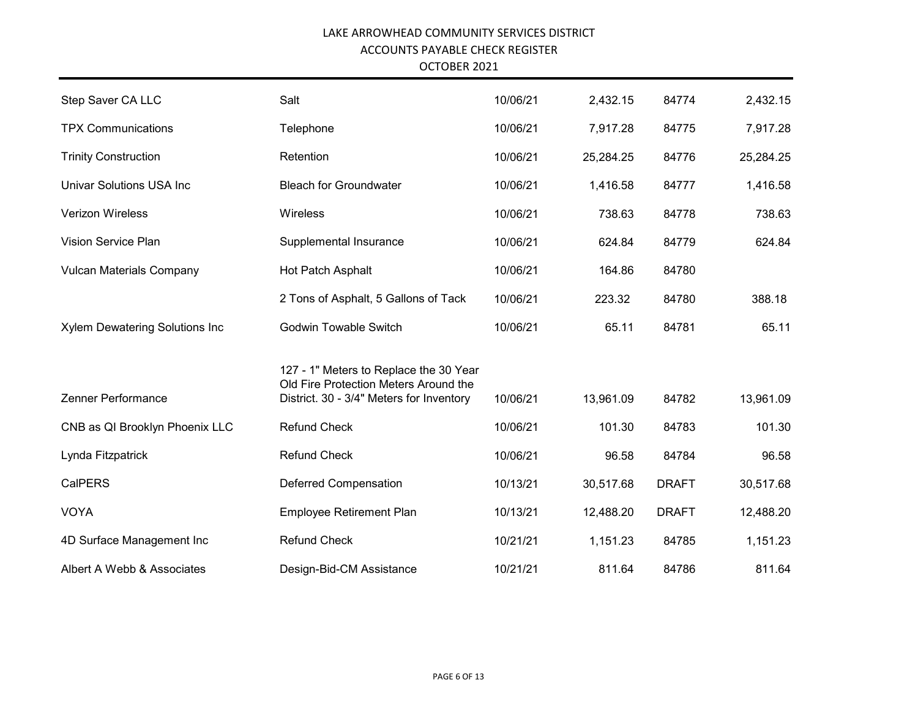LAKE ARROWHEAD COMMUNITY SERVICES DISTRICT
ACCOUNTS PAYABLE CHECK REGISTER
OCTOBER 2021

| | | | | | |
|---|---|---|---|---|---|
| Step Saver CA LLC | Salt | 10/06/21 | 2,432.15 | 84774 | 2,432.15 |
| TPX Communications | Telephone | 10/06/21 | 7,917.28 | 84775 | 7,917.28 |
| Trinity Construction | Retention | 10/06/21 | 25,284.25 | 84776 | 25,284.25 |
| Univar Solutions USA Inc | Bleach for Groundwater | 10/06/21 | 1,416.58 | 84777 | 1,416.58 |
| Verizon Wireless | Wireless | 10/06/21 | 738.63 | 84778 | 738.63 |
| Vision Service Plan | Supplemental Insurance | 10/06/21 | 624.84 | 84779 | 624.84 |
| Vulcan Materials Company | Hot Patch Asphalt | 10/06/21 | 164.86 | 84780 | |
| | 2 Tons of Asphalt, 5 Gallons of Tack | 10/06/21 | 223.32 | 84780 | 388.18 |
| Xylem Dewatering Solutions Inc | Godwin Towable Switch | 10/06/21 | 65.11 | 84781 | 65.11 |
| Zenner Performance | 127 - 1" Meters to Replace the 30 Year Old Fire Protection Meters Around the District. 30 - 3/4" Meters for Inventory | 10/06/21 | 13,961.09 | 84782 | 13,961.09 |
| CNB as QI Brooklyn Phoenix LLC | Refund Check | 10/06/21 | 101.30 | 84783 | 101.30 |
| Lynda Fitzpatrick | Refund Check | 10/06/21 | 96.58 | 84784 | 96.58 |
| CalPERS | Deferred Compensation | 10/13/21 | 30,517.68 | DRAFT | 30,517.68 |
| VOYA | Employee Retirement Plan | 10/13/21 | 12,488.20 | DRAFT | 12,488.20 |
| 4D Surface Management Inc | Refund Check | 10/21/21 | 1,151.23 | 84785 | 1,151.23 |
| Albert A Webb & Associates | Design-Bid-CM Assistance | 10/21/21 | 811.64 | 84786 | 811.64 |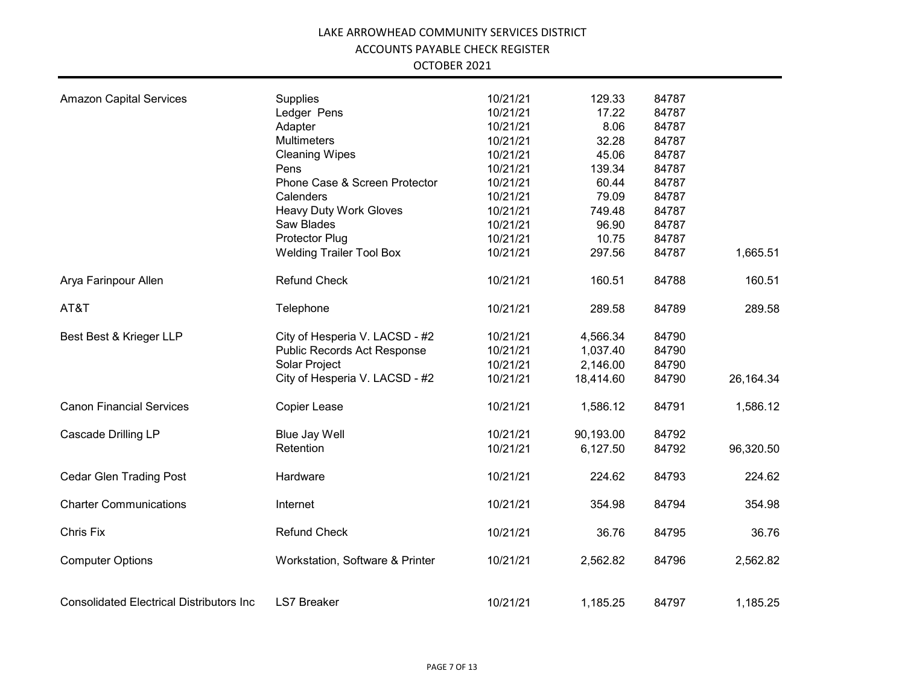# LAKE ARROWHEAD COMMUNITY SERVICES DISTRICT
## ACCOUNTS PAYABLE CHECK REGISTER
### OCTOBER 2021

| | | | | | |
|---|---|---|---|---|---|
| Amazon Capital Services | Supplies | 10/21/21 | 129.33 | 84787 | |
| | Ledger Pens | 10/21/21 | 17.22 | 84787 | |
| | Adapter | 10/21/21 | 8.06 | 84787 | |
| | Multimeters | 10/21/21 | 32.28 | 84787 | |
| | Cleaning Wipes | 10/21/21 | 45.06 | 84787 | |
| | Pens | 10/21/21 | 139.34 | 84787 | |
| | Phone Case & Screen Protector | 10/21/21 | 60.44 | 84787 | |
| | Calenders | 10/21/21 | 79.09 | 84787 | |
| | Heavy Duty Work Gloves | 10/21/21 | 749.48 | 84787 | |
| | Saw Blades | 10/21/21 | 96.90 | 84787 | |
| | Protector Plug | 10/21/21 | 10.75 | 84787 | |
| | Welding Trailer Tool Box | 10/21/21 | 297.56 | 84787 | 1,665.51 |
| Arya Farinpour Allen | Refund Check | 10/21/21 | 160.51 | 84788 | 160.51 |
| AT&T | Telephone | 10/21/21 | 289.58 | 84789 | 289.58 |
| Best Best & Krieger LLP | City of Hesperia V. LACSD - #2 | 10/21/21 | 4,566.34 | 84790 | |
| | Public Records Act Response | 10/21/21 | 1,037.40 | 84790 | |
| | Solar Project | 10/21/21 | 2,146.00 | 84790 | |
| | City of Hesperia V. LACSD - #2 | 10/21/21 | 18,414.60 | 84790 | 26,164.34 |
| Canon Financial Services | Copier Lease | 10/21/21 | 1,586.12 | 84791 | 1,586.12 |
| Cascade Drilling LP | Blue Jay Well | 10/21/21 | 90,193.00 | 84792 | |
| | Retention | 10/21/21 | 6,127.50 | 84792 | 96,320.50 |
| Cedar Glen Trading Post | Hardware | 10/21/21 | 224.62 | 84793 | 224.62 |
| Charter Communications | Internet | 10/21/21 | 354.98 | 84794 | 354.98 |
| Chris Fix | Refund Check | 10/21/21 | 36.76 | 84795 | 36.76 |
| Computer Options | Workstation, Software & Printer | 10/21/21 | 2,562.82 | 84796 | 2,562.82 |
| Consolidated Electrical Distributors Inc | LS7 Breaker | 10/21/21 | 1,185.25 | 84797 | 1,185.25 |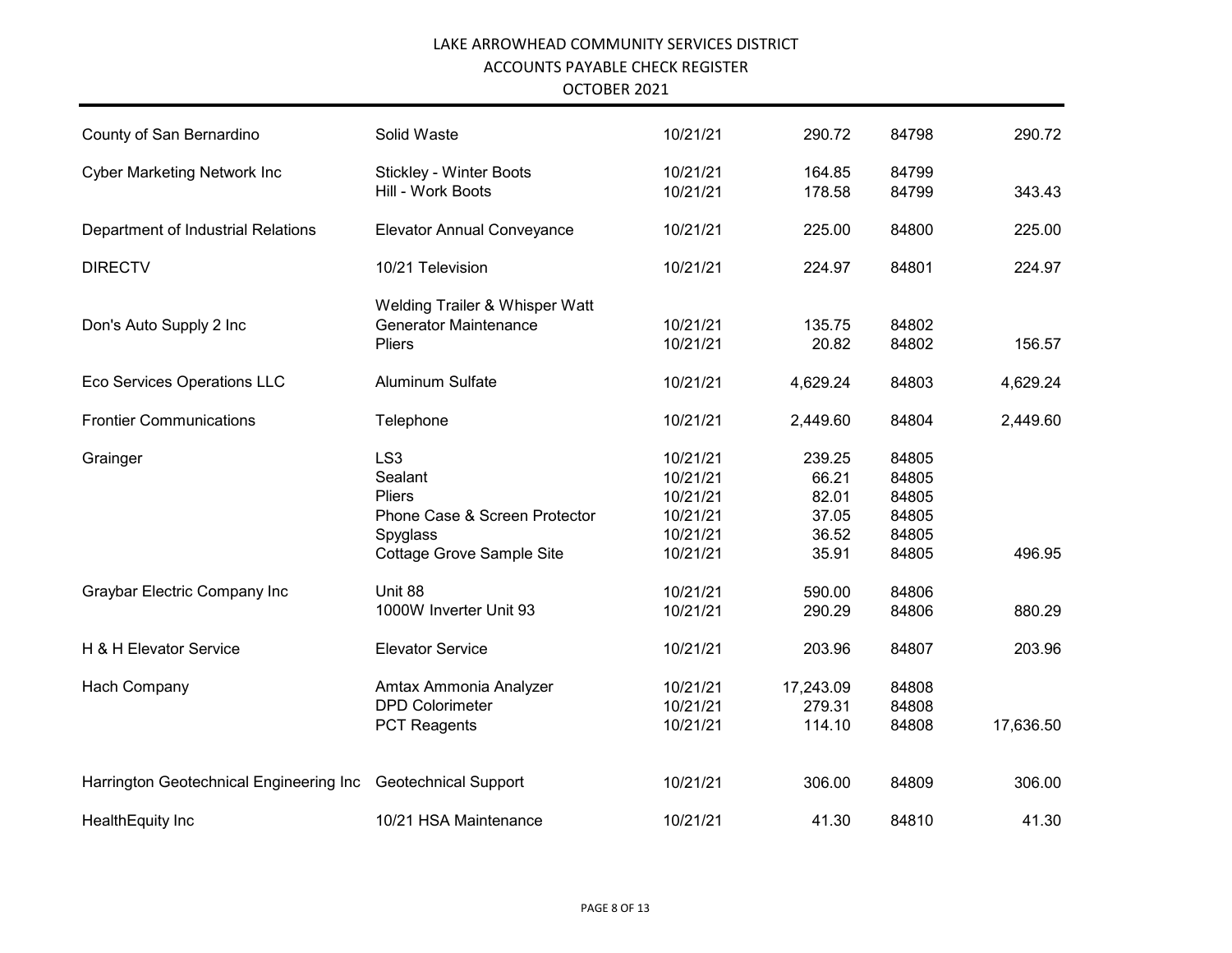LAKE ARROWHEAD COMMUNITY SERVICES DISTRICT

ACCOUNTS PAYABLE CHECK REGISTER

OCTOBER 2021

| | | | | | |
|---|---|---|---|---|---|
| County of San Bernardino | Solid Waste | 10/21/21 | 290.72 | 84798 | 290.72 |
| Cyber Marketing Network Inc | Stickley - Winter Boots | 10/21/21 | 164.85 | 84799 | |
| | Hill - Work Boots | 10/21/21 | 178.58 | 84799 | 343.43 |
| Department of Industrial Relations | Elevator Annual Conveyance | 10/21/21 | 225.00 | 84800 | 225.00 |
| DIRECTV | 10/21 Television | 10/21/21 | 224.97 | 84801 | 224.97 |
| Don's Auto Supply 2 Inc | Welding Trailer & Whisper Watt Generator Maintenance | 10/21/21 | 135.75 | 84802 | |
| | Pliers | 10/21/21 | 20.82 | 84802 | 156.57 |
| Eco Services Operations LLC | Aluminum Sulfate | 10/21/21 | 4,629.24 | 84803 | 4,629.24 |
| Frontier Communications | Telephone | 10/21/21 | 2,449.60 | 84804 | 2,449.60 |
| Grainger | LS3 | 10/21/21 | 239.25 | 84805 | |
| | Sealant | 10/21/21 | 66.21 | 84805 | |
| | Pliers | 10/21/21 | 82.01 | 84805 | |
| | Phone Case & Screen Protector | 10/21/21 | 37.05 | 84805 | |
| | Spyglass | 10/21/21 | 36.52 | 84805 | |
| | Cottage Grove Sample Site | 10/21/21 | 35.91 | 84805 | 496.95 |
| Graybar Electric Company Inc | Unit 88 | 10/21/21 | 590.00 | 84806 | |
| | 1000W Inverter Unit 93 | 10/21/21 | 290.29 | 84806 | 880.29 |
| H & H Elevator Service | Elevator Service | 10/21/21 | 203.96 | 84807 | 203.96 |
| Hach Company | Amtax Ammonia Analyzer | 10/21/21 | 17,243.09 | 84808 | |
| | DPD Colorimeter | 10/21/21 | 279.31 | 84808 | |
| | PCT Reagents | 10/21/21 | 114.10 | 84808 | 17,636.50 |
| Harrington Geotechnical Engineering Inc | Geotechnical Support | 10/21/21 | 306.00 | 84809 | 306.00 |
| HealthEquity Inc | 10/21 HSA Maintenance | 10/21/21 | 41.30 | 84810 | 41.30 |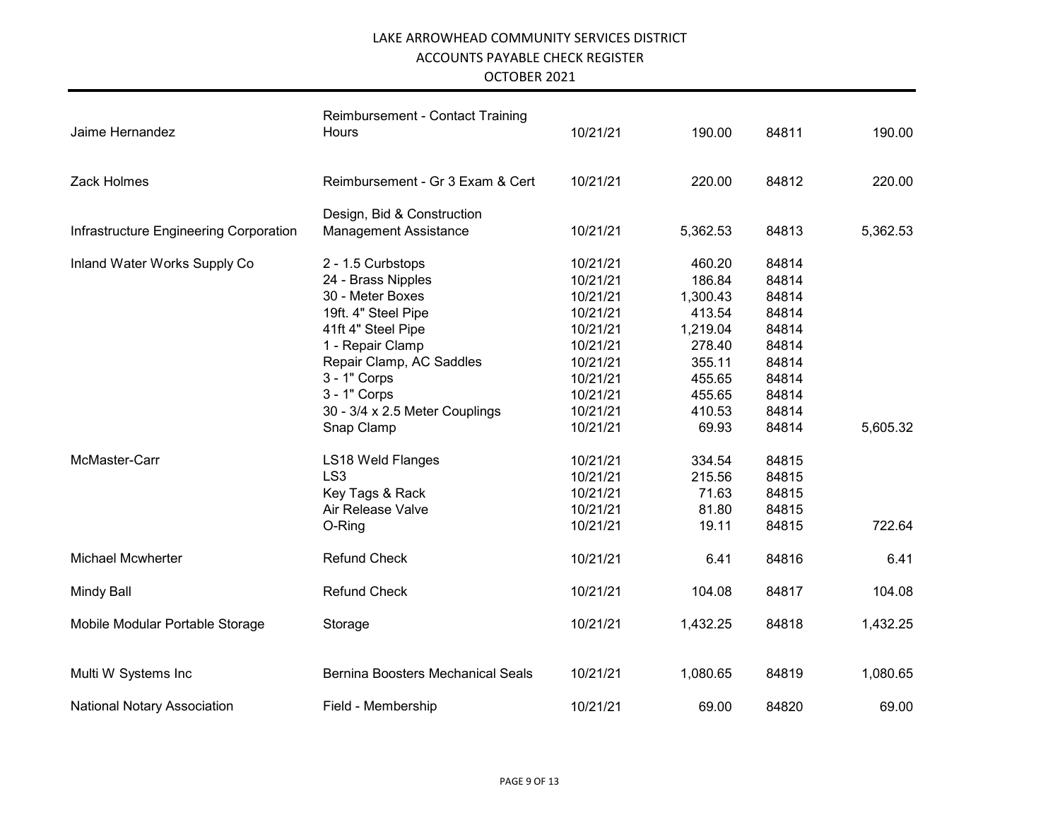LAKE ARROWHEAD COMMUNITY SERVICES DISTRICT
ACCOUNTS PAYABLE CHECK REGISTER
OCTOBER 2021

| Vendor | Description | Date | Amount | Check No. | Total |
|---|---|---|---|---|---|
| Jaime Hernandez | Reimbursement - Contact Training Hours | 10/21/21 | 190.00 | 84811 | 190.00 |
| Zack Holmes | Reimbursement - Gr 3 Exam & Cert | 10/21/21 | 220.00 | 84812 | 220.00 |
| Infrastructure Engineering Corporation | Design, Bid & Construction Management Assistance | 10/21/21 | 5,362.53 | 84813 | 5,362.53 |
| Inland Water Works Supply Co | 2 - 1.5 Curbstops | 10/21/21 | 460.20 | 84814 | |
| | 24 - Brass Nipples | 10/21/21 | 186.84 | 84814 | |
| | 30 - Meter Boxes | 10/21/21 | 1,300.43 | 84814 | |
| | 19ft. 4" Steel Pipe | 10/21/21 | 413.54 | 84814 | |
| | 41ft 4" Steel Pipe | 10/21/21 | 1,219.04 | 84814 | |
| | 1 - Repair Clamp | 10/21/21 | 278.40 | 84814 | |
| | Repair Clamp, AC Saddles | 10/21/21 | 355.11 | 84814 | |
| | 3 - 1" Corps | 10/21/21 | 455.65 | 84814 | |
| | 3 - 1" Corps | 10/21/21 | 455.65 | 84814 | |
| | 30 - 3/4 x 2.5 Meter Couplings | 10/21/21 | 410.53 | 84814 | |
| | Snap Clamp | 10/21/21 | 69.93 | 84814 | 5,605.32 |
| McMaster-Carr | LS18 Weld Flanges | 10/21/21 | 334.54 | 84815 | |
| | LS3 | 10/21/21 | 215.56 | 84815 | |
| | Key Tags & Rack | 10/21/21 | 71.63 | 84815 | |
| | Air Release Valve | 10/21/21 | 81.80 | 84815 | |
| | O-Ring | 10/21/21 | 19.11 | 84815 | 722.64 |
| Michael Mcwherter | Refund Check | 10/21/21 | 6.41 | 84816 | 6.41 |
| Mindy Ball | Refund Check | 10/21/21 | 104.08 | 84817 | 104.08 |
| Mobile Modular Portable Storage | Storage | 10/21/21 | 1,432.25 | 84818 | 1,432.25 |
| Multi W Systems Inc | Bernina Boosters Mechanical Seals | 10/21/21 | 1,080.65 | 84819 | 1,080.65 |
| National Notary Association | Field - Membership | 10/21/21 | 69.00 | 84820 | 69.00 |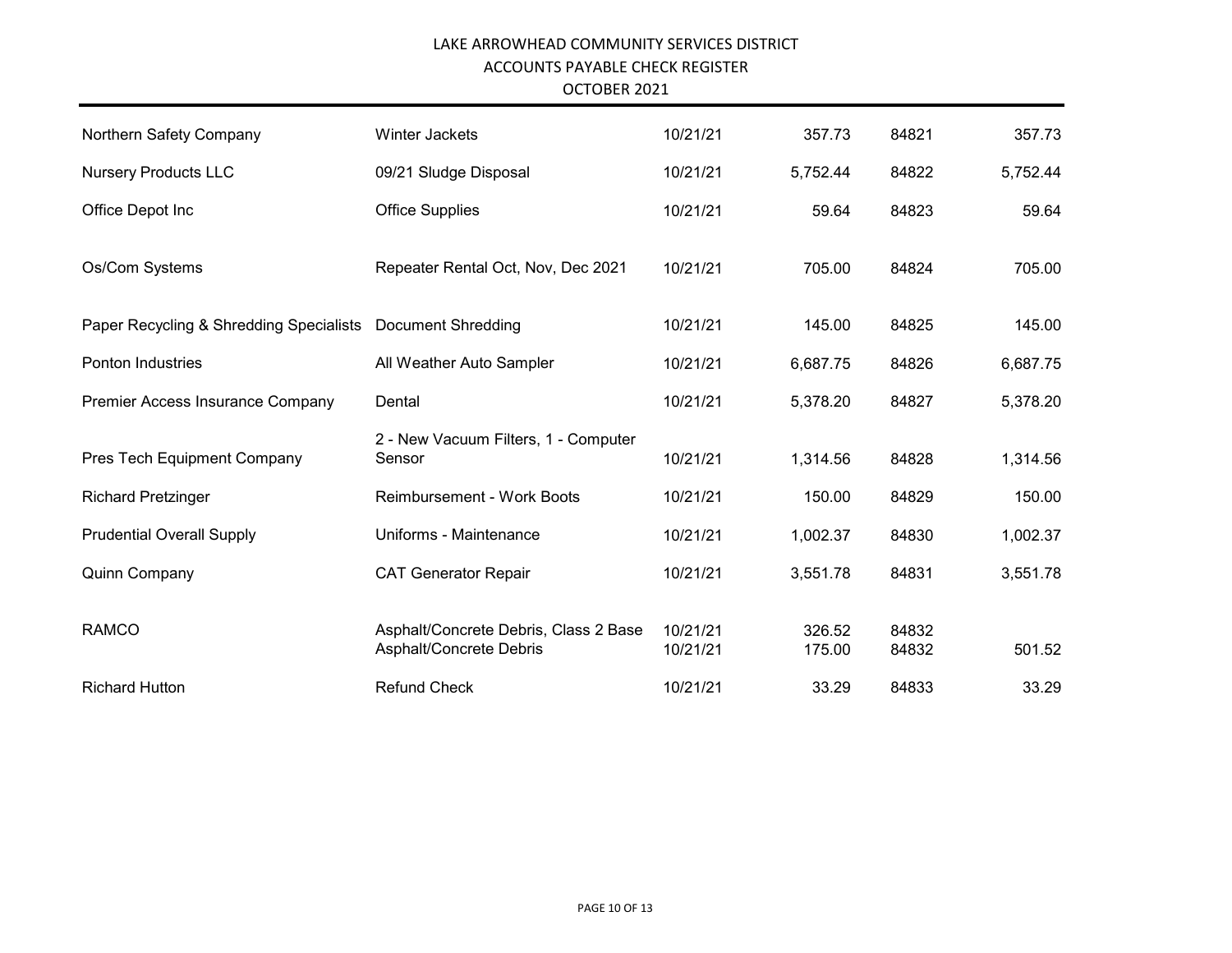LAKE ARROWHEAD COMMUNITY SERVICES DISTRICT
ACCOUNTS PAYABLE CHECK REGISTER
OCTOBER 2021

| | | | | | |
|---|---|---|---|---|---|
| Northern Safety Company | Winter Jackets | 10/21/21 | 357.73 | 84821 | 357.73 |
| Nursery Products LLC | 09/21 Sludge Disposal | 10/21/21 | 5,752.44 | 84822 | 5,752.44 |
| Office Depot Inc | Office Supplies | 10/21/21 | 59.64 | 84823 | 59.64 |
| Os/Com Systems | Repeater Rental Oct, Nov, Dec 2021 | 10/21/21 | 705.00 | 84824 | 705.00 |
| Paper Recycling & Shredding Specialists | Document Shredding | 10/21/21 | 145.00 | 84825 | 145.00 |
| Ponton Industries | All Weather Auto Sampler | 10/21/21 | 6,687.75 | 84826 | 6,687.75 |
| Premier Access Insurance Company | Dental | 10/21/21 | 5,378.20 | 84827 | 5,378.20 |
| Pres Tech Equipment Company | 2 - New Vacuum Filters, 1 - Computer Sensor | 10/21/21 | 1,314.56 | 84828 | 1,314.56 |
| Richard Pretzinger | Reimbursement - Work Boots | 10/21/21 | 150.00 | 84829 | 150.00 |
| Prudential Overall Supply | Uniforms - Maintenance | 10/21/21 | 1,002.37 | 84830 | 1,002.37 |
| Quinn Company | CAT Generator Repair | 10/21/21 | 3,551.78 | 84831 | 3,551.78 |
| RAMCO | Asphalt/Concrete Debris, Class 2 Base | 10/21/21 | 326.52 | 84832 | |
| | Asphalt/Concrete Debris | 10/21/21 | 175.00 | 84832 | 501.52 |
| Richard Hutton | Refund Check | 10/21/21 | 33.29 | 84833 | 33.29 |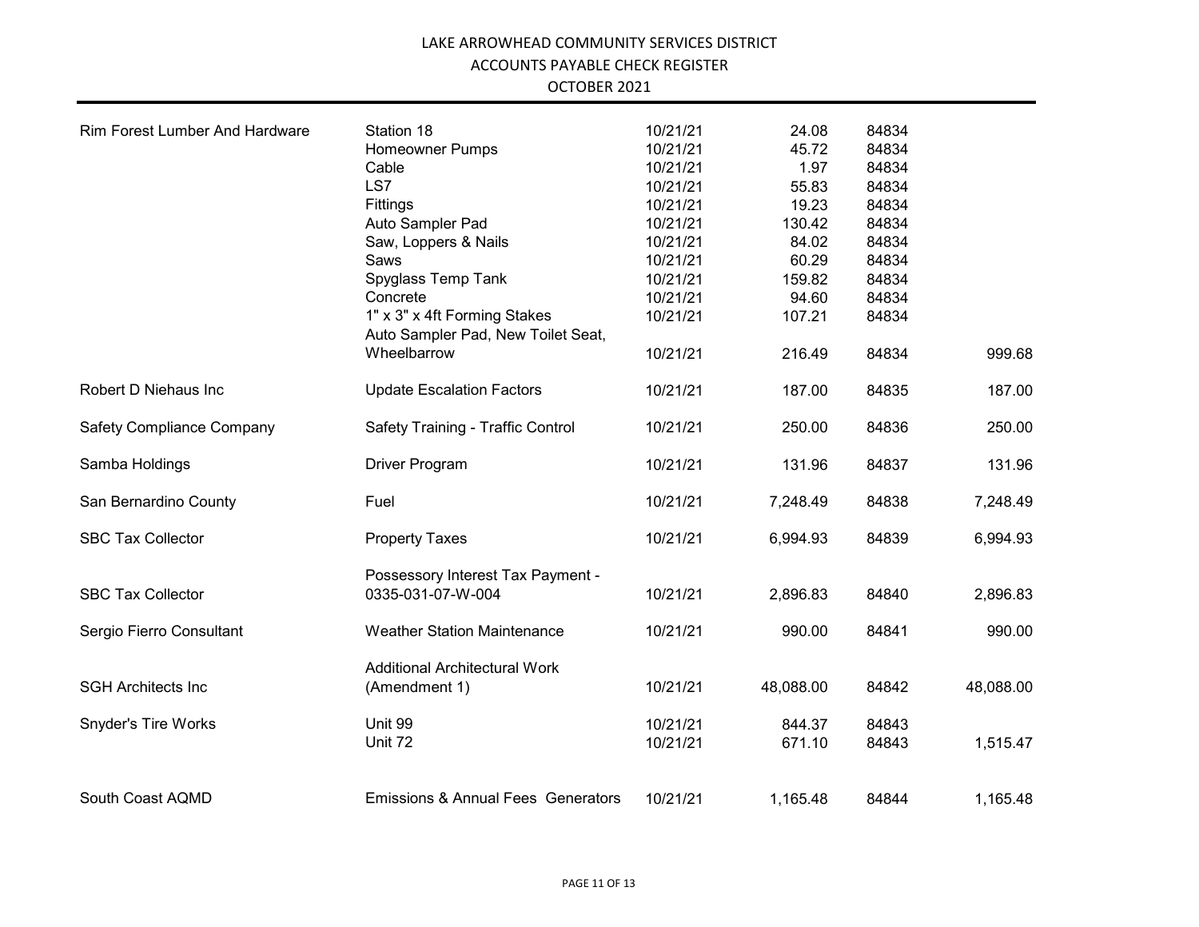LAKE ARROWHEAD COMMUNITY SERVICES DISTRICT
ACCOUNTS PAYABLE CHECK REGISTER
OCTOBER 2021

| Vendor | Description | Date | Amount | Check No. | Total |
|---|---|---|---|---|---|
| Rim Forest Lumber And Hardware | Station 18 | 10/21/21 | 24.08 | 84834 | |
| | Homeowner Pumps | 10/21/21 | 45.72 | 84834 | |
| | Cable | 10/21/21 | 1.97 | 84834 | |
| | LS7 | 10/21/21 | 55.83 | 84834 | |
| | Fittings | 10/21/21 | 19.23 | 84834 | |
| | Auto Sampler Pad | 10/21/21 | 130.42 | 84834 | |
| | Saw, Loppers & Nails | 10/21/21 | 84.02 | 84834 | |
| | Saws | 10/21/21 | 60.29 | 84834 | |
| | Spyglass Temp Tank | 10/21/21 | 159.82 | 84834 | |
| | Concrete | 10/21/21 | 94.60 | 84834 | |
| | 1" x 3" x 4ft Forming Stakes | 10/21/21 | 107.21 | 84834 | |
| | Auto Sampler Pad, New Toilet Seat, Wheelbarrow | 10/21/21 | 216.49 | 84834 | 999.68 |
| Robert D Niehaus Inc | Update Escalation Factors | 10/21/21 | 187.00 | 84835 | 187.00 |
| Safety Compliance Company | Safety Training - Traffic Control | 10/21/21 | 250.00 | 84836 | 250.00 |
| Samba Holdings | Driver Program | 10/21/21 | 131.96 | 84837 | 131.96 |
| San Bernardino County | Fuel | 10/21/21 | 7,248.49 | 84838 | 7,248.49 |
| SBC Tax Collector | Property Taxes | 10/21/21 | 6,994.93 | 84839 | 6,994.93 |
| SBC Tax Collector | Possessory Interest Tax Payment - 0335-031-07-W-004 | 10/21/21 | 2,896.83 | 84840 | 2,896.83 |
| Sergio Fierro Consultant | Weather Station Maintenance | 10/21/21 | 990.00 | 84841 | 990.00 |
| SGH Architects Inc | Additional Architectural Work (Amendment 1) | 10/21/21 | 48,088.00 | 84842 | 48,088.00 |
| Snyder's Tire Works | Unit 99 | 10/21/21 | 844.37 | 84843 | |
| | Unit 72 | 10/21/21 | 671.10 | 84843 | 1,515.47 |
| South Coast AQMD | Emissions & Annual Fees Generators | 10/21/21 | 1,165.48 | 84844 | 1,165.48 |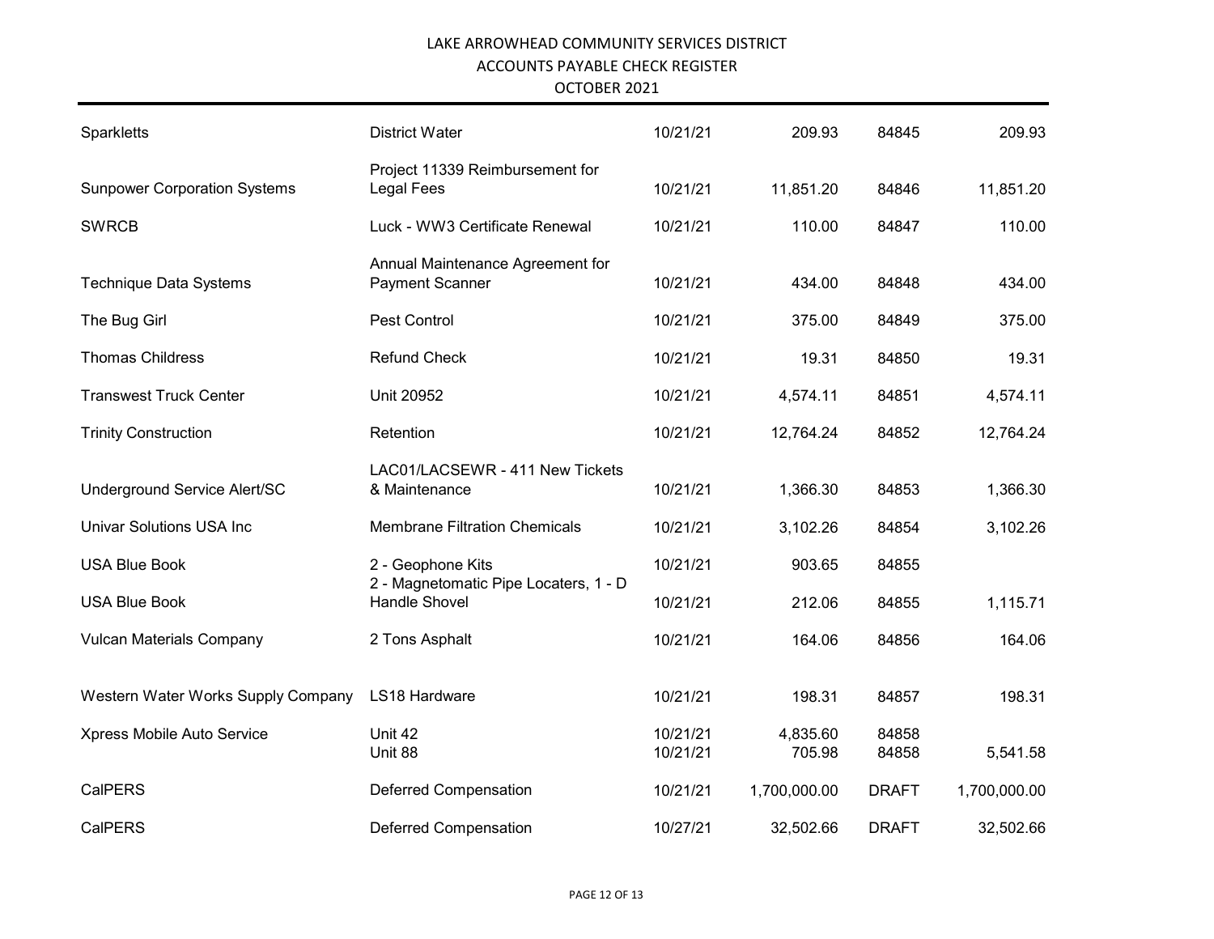LAKE ARROWHEAD COMMUNITY SERVICES DISTRICT
ACCOUNTS PAYABLE CHECK REGISTER
OCTOBER 2021

| | | | | | |
|---|---|---|---|---|---|
| Sparkletts | District Water | 10/21/21 | 209.93 | 84845 | 209.93 |
| Sunpower Corporation Systems | Project 11339 Reimbursement for Legal Fees | 10/21/21 | 11,851.20 | 84846 | 11,851.20 |
| SWRCB | Luck - WW3 Certificate Renewal | 10/21/21 | 110.00 | 84847 | 110.00 |
| Technique Data Systems | Annual Maintenance Agreement for Payment Scanner | 10/21/21 | 434.00 | 84848 | 434.00 |
| The Bug Girl | Pest Control | 10/21/21 | 375.00 | 84849 | 375.00 |
| Thomas Childress | Refund Check | 10/21/21 | 19.31 | 84850 | 19.31 |
| Transwest Truck Center | Unit 20952 | 10/21/21 | 4,574.11 | 84851 | 4,574.11 |
| Trinity Construction | Retention | 10/21/21 | 12,764.24 | 84852 | 12,764.24 |
| Underground Service Alert/SC | LAC01/LACSEWR - 411 New Tickets & Maintenance | 10/21/21 | 1,366.30 | 84853 | 1,366.30 |
| Univar Solutions USA Inc | Membrane Filtration Chemicals | 10/21/21 | 3,102.26 | 84854 | 3,102.26 |
| USA Blue Book | 2 - Geophone Kits | 10/21/21 | 903.65 | 84855 | |
| USA Blue Book | 2 - Magnetomatic Pipe Locaters, 1 - D Handle Shovel | 10/21/21 | 212.06 | 84855 | 1,115.71 |
| Vulcan Materials Company | 2 Tons Asphalt | 10/21/21 | 164.06 | 84856 | 164.06 |
| Western Water Works Supply Company | LS18 Hardware | 10/21/21 | 198.31 | 84857 | 198.31 |
| Xpress Mobile Auto Service | Unit 42 | 10/21/21 | 4,835.60 | 84858 | |
| | Unit 88 | 10/21/21 | 705.98 | 84858 | 5,541.58 |
| CalPERS | Deferred Compensation | 10/21/21 | 1,700,000.00 | DRAFT | 1,700,000.00 |
| CalPERS | Deferred Compensation | 10/27/21 | 32,502.66 | DRAFT | 32,502.66 |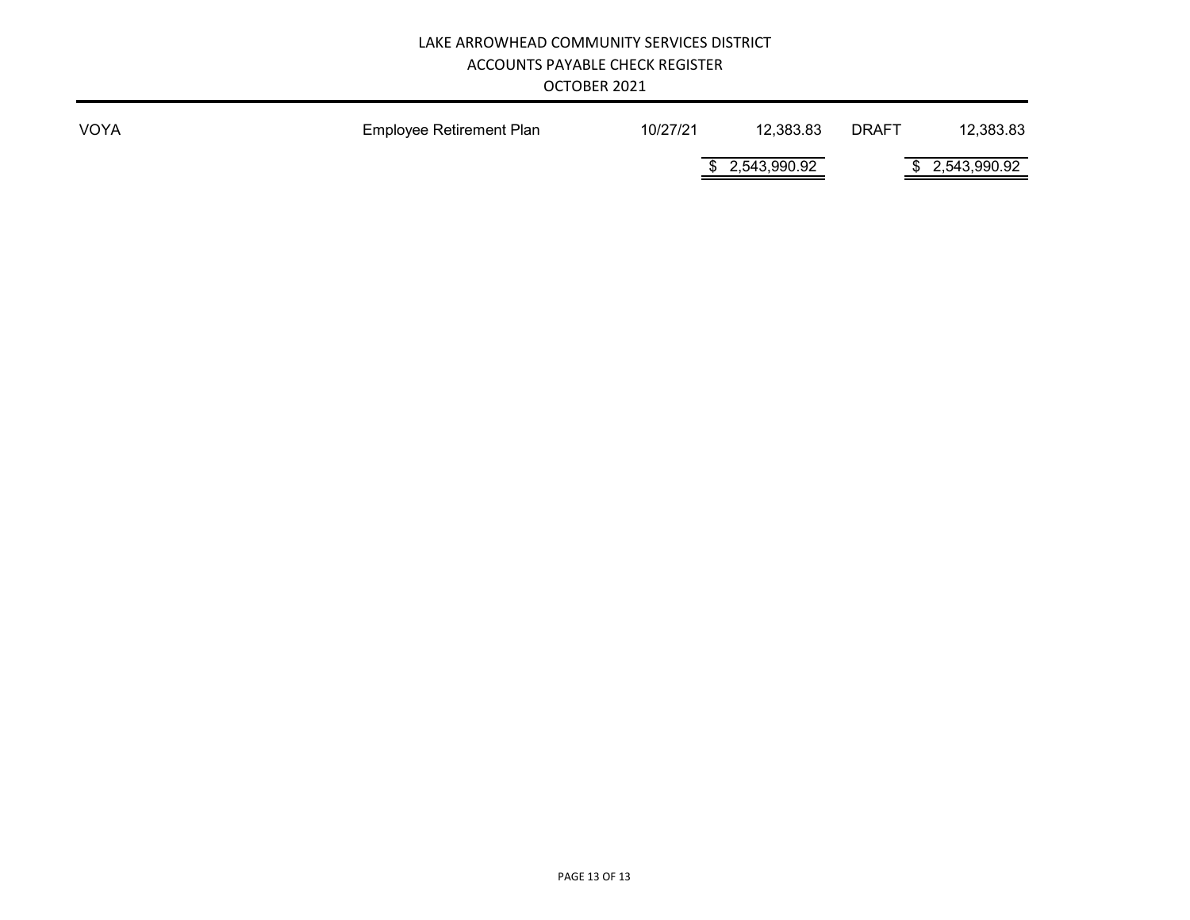# LAKE ARROWHEAD COMMUNITY SERVICES DISTRICT
## ACCOUNTS PAYABLE CHECK REGISTER
### OCTOBER 2021

| | | | | | |
|---|---|---|---|---|---|
| VOYA | Employee Retirement Plan | 10/27/21 | 12,383.83 | DRAFT | 12,383.83 |
| | | | $ 2,543,990.92 | | $ 2,543,990.92 |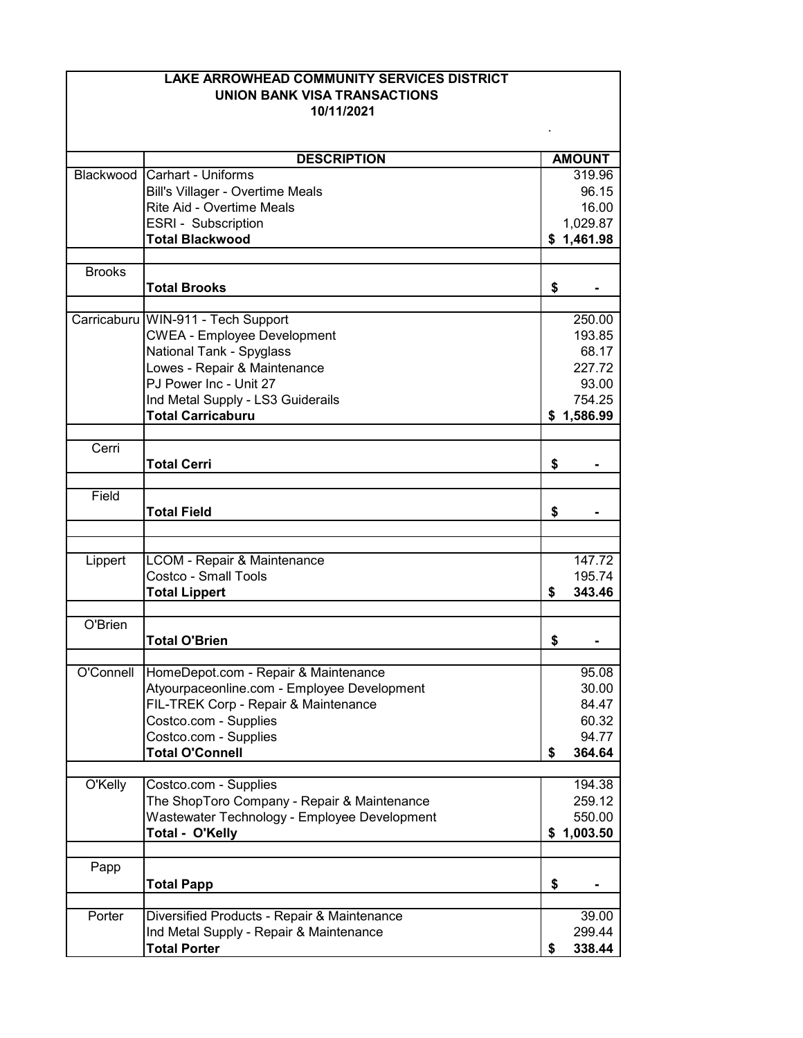**LAKE ARROWHEAD COMMUNITY SERVICES DISTRICT**
**UNION BANK VISA TRANSACTIONS**
**10/11/2021**

| | DESCRIPTION | AMOUNT |
|---|---|---|
| Blackwood | Carhart - Uniforms | 319.96 |
| | Bill's Villager - Overtime Meals | 96.15 |
| | Rite Aid - Overtime Meals | 16.00 |
| | ESRI - Subscription | 1,029.87 |
| | **Total Blackwood** | **$ 1,461.98** |
| | | |
| Brooks | | |
| | **Total Brooks** | **$ -** |
| | | |
| Carricaburu | WIN-911 - Tech Support | 250.00 |
| | CWEA - Employee Development | 193.85 |
| | National Tank - Spyglass | 68.17 |
| | Lowes - Repair & Maintenance | 227.72 |
| | PJ Power Inc - Unit 27 | 93.00 |
| | Ind Metal Supply - LS3 Guiderails | 754.25 |
| | **Total Carricaburu** | **$ 1,586.99** |
| | | |
| Cerri | | |
| | **Total Cerri** | **$ -** |
| | | |
| Field | | |
| | **Total Field** | **$ -** |
| | | |
| | | |
| Lippert | LCOM - Repair & Maintenance | 147.72 |
| | Costco - Small Tools | 195.74 |
| | **Total Lippert** | **$ 343.46** |
| | | |
| O'Brien | | |
| | **Total O'Brien** | **$ -** |
| | | |
| O'Connell | HomeDepot.com - Repair & Maintenance | 95.08 |
| | Atyourpaceonline.com - Employee Development | 30.00 |
| | FIL-TREK Corp - Repair & Maintenance | 84.47 |
| | Costco.com - Supplies | 60.32 |
| | Costco.com - Supplies | 94.77 |
| | **Total O'Connell** | **$ 364.64** |
| | | |
| O'Kelly | Costco.com - Supplies | 194.38 |
| | The ShopToro Company - Repair & Maintenance | 259.12 |
| | Wastewater Technology - Employee Development | 550.00 |
| | **Total - O'Kelly** | **$ 1,003.50** |
| | | |
| Papp | | |
| | **Total Papp** | **$ -** |
| | | |
| Porter | Diversified Products - Repair & Maintenance | 39.00 |
| | Ind Metal Supply - Repair & Maintenance | 299.44 |
| | **Total Porter** | **$ 338.44** |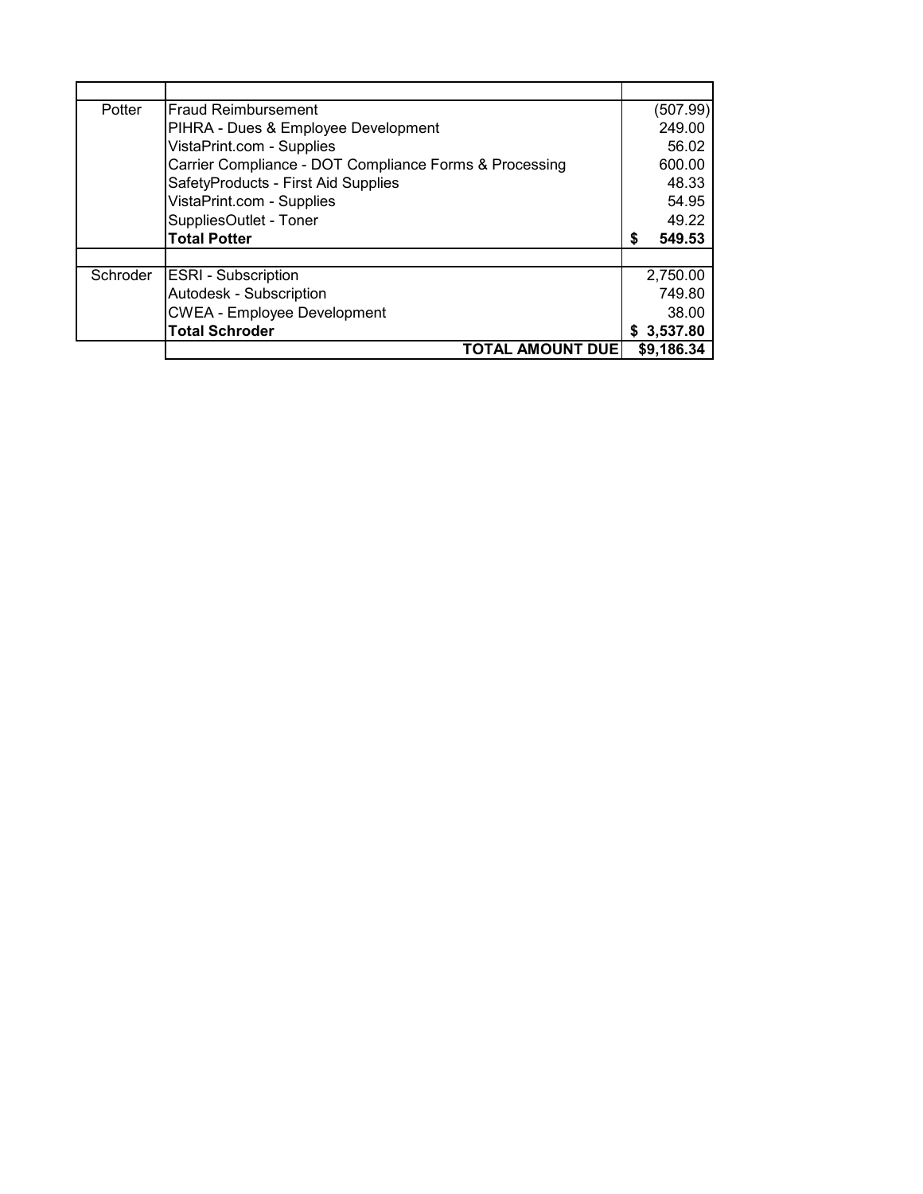| | | |
|---|---|---|
| Potter | Fraud Reimbursement | (507.99) |
| | PIHRA - Dues & Employee Development | 249.00 |
| | VistaPrint.com - Supplies | 56.02 |
| | Carrier Compliance - DOT Compliance Forms & Processing | 600.00 |
| | SafetyProducts - First Aid Supplies | 48.33 |
| | VistaPrint.com - Supplies | 54.95 |
| | SuppliesOutlet - Toner | 49.22 |
| | **Total Potter** | **$ 549.53** |
| | | |
| Schroder | ESRI - Subscription | 2,750.00 |
| | Autodesk - Subscription | 749.80 |
| | CWEA - Employee Development | 38.00 |
| | **Total Schroder** | **$ 3,537.80** |
| | **TOTAL AMOUNT DUE** | **$9,186.34** |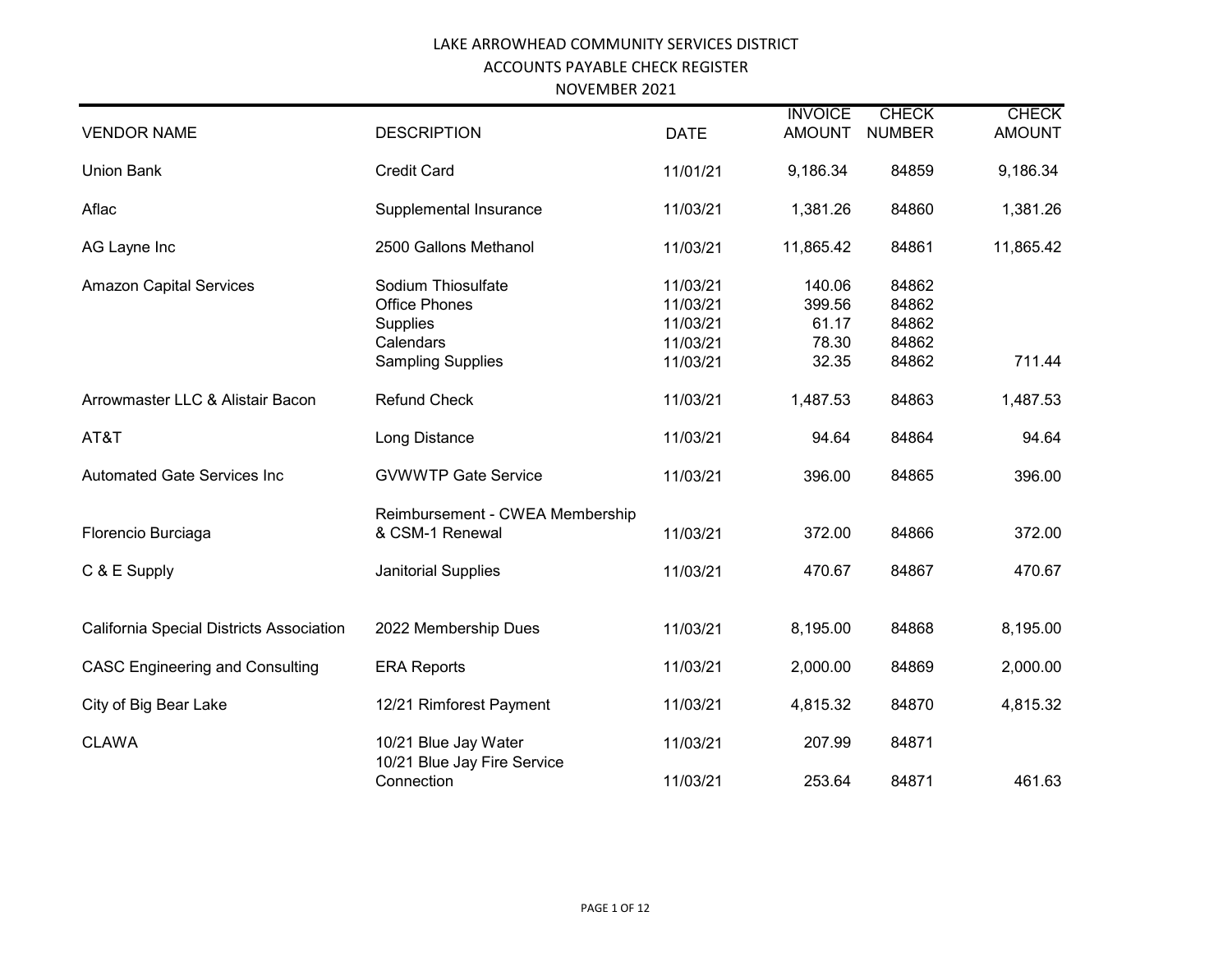LAKE ARROWHEAD COMMUNITY SERVICES DISTRICT
ACCOUNTS PAYABLE CHECK REGISTER
NOVEMBER 2021

| VENDOR NAME | DESCRIPTION | DATE | INVOICE AMOUNT | CHECK NUMBER | CHECK AMOUNT |
|---|---|---|---|---|---|
| Union Bank | Credit Card | 11/01/21 | 9,186.34 | 84859 | 9,186.34 |
| Aflac | Supplemental Insurance | 11/03/21 | 1,381.26 | 84860 | 1,381.26 |
| AG Layne Inc | 2500 Gallons Methanol | 11/03/21 | 11,865.42 | 84861 | 11,865.42 |
| Amazon Capital Services | Sodium Thiosulfate | 11/03/21 | 140.06 | 84862 | |
| | Office Phones | 11/03/21 | 399.56 | 84862 | |
| | Supplies | 11/03/21 | 61.17 | 84862 | |
| | Calendars | 11/03/21 | 78.30 | 84862 | |
| | Sampling Supplies | 11/03/21 | 32.35 | 84862 | 711.44 |
| Arrowmaster LLC & Alistair Bacon | Refund Check | 11/03/21 | 1,487.53 | 84863 | 1,487.53 |
| AT&T | Long Distance | 11/03/21 | 94.64 | 84864 | 94.64 |
| Automated Gate Services Inc | GVWWTP Gate Service | 11/03/21 | 396.00 | 84865 | 396.00 |
| Florencio Burciaga | Reimbursement - CWEA Membership & CSM-1 Renewal | 11/03/21 | 372.00 | 84866 | 372.00 |
| C & E Supply | Janitorial Supplies | 11/03/21 | 470.67 | 84867 | 470.67 |
| California Special Districts Association | 2022 Membership Dues | 11/03/21 | 8,195.00 | 84868 | 8,195.00 |
| CASC Engineering and Consulting | ERA Reports | 11/03/21 | 2,000.00 | 84869 | 2,000.00 |
| City of Big Bear Lake | 12/21 Rimforest Payment | 11/03/21 | 4,815.32 | 84870 | 4,815.32 |
| CLAWA | 10/21 Blue Jay Water | 11/03/21 | 207.99 | 84871 | |
| | 10/21 Blue Jay Fire Service Connection | 11/03/21 | 253.64 | 84871 | 461.63 |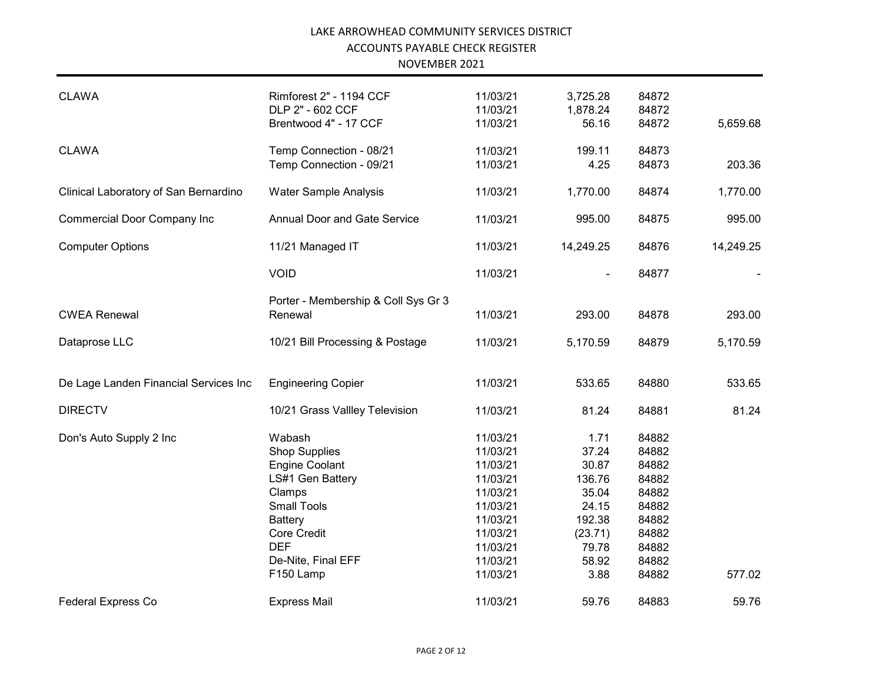LAKE ARROWHEAD COMMUNITY SERVICES DISTRICT

ACCOUNTS PAYABLE CHECK REGISTER

NOVEMBER 2021

| Vendor | Description | Date | Amount | Check No. | Total |
|---|---|---|---|---|---|
| CLAWA | Rimforest 2" - 1194 CCF | 11/03/21 | 3,725.28 | 84872 | |
| | DLP 2" - 602 CCF | 11/03/21 | 1,878.24 | 84872 | |
| | Brentwood 4" - 17 CCF | 11/03/21 | 56.16 | 84872 | 5,659.68 |
| CLAWA | Temp Connection - 08/21 | 11/03/21 | 199.11 | 84873 | |
| | Temp Connection - 09/21 | 11/03/21 | 4.25 | 84873 | 203.36 |
| Clinical Laboratory of San Bernardino | Water Sample Analysis | 11/03/21 | 1,770.00 | 84874 | 1,770.00 |
| Commercial Door Company Inc | Annual Door and Gate Service | 11/03/21 | 995.00 | 84875 | 995.00 |
| Computer Options | 11/21 Managed IT | 11/03/21 | 14,249.25 | 84876 | 14,249.25 |
| | VOID | 11/03/21 | - | 84877 | - |
| CWEA Renewal | Porter - Membership & Coll Sys Gr 3 Renewal | 11/03/21 | 293.00 | 84878 | 293.00 |
| Dataprose LLC | 10/21 Bill Processing & Postage | 11/03/21 | 5,170.59 | 84879 | 5,170.59 |
| De Lage Landen Financial Services Inc | Engineering Copier | 11/03/21 | 533.65 | 84880 | 533.65 |
| DIRECTV | 10/21 Grass Vallley Television | 11/03/21 | 81.24 | 84881 | 81.24 |
| Don's Auto Supply 2 Inc | Wabash | 11/03/21 | 1.71 | 84882 | |
| | Shop Supplies | 11/03/21 | 37.24 | 84882 | |
| | Engine Coolant | 11/03/21 | 30.87 | 84882 | |
| | LS#1 Gen Battery | 11/03/21 | 136.76 | 84882 | |
| | Clamps | 11/03/21 | 35.04 | 84882 | |
| | Small Tools | 11/03/21 | 24.15 | 84882 | |
| | Battery | 11/03/21 | 192.38 | 84882 | |
| | Core Credit | 11/03/21 | (23.71) | 84882 | |
| | DEF | 11/03/21 | 79.78 | 84882 | |
| | De-Nite, Final EFF | 11/03/21 | 58.92 | 84882 | |
| | F150 Lamp | 11/03/21 | 3.88 | 84882 | 577.02 |
| Federal Express Co | Express Mail | 11/03/21 | 59.76 | 84883 | 59.76 |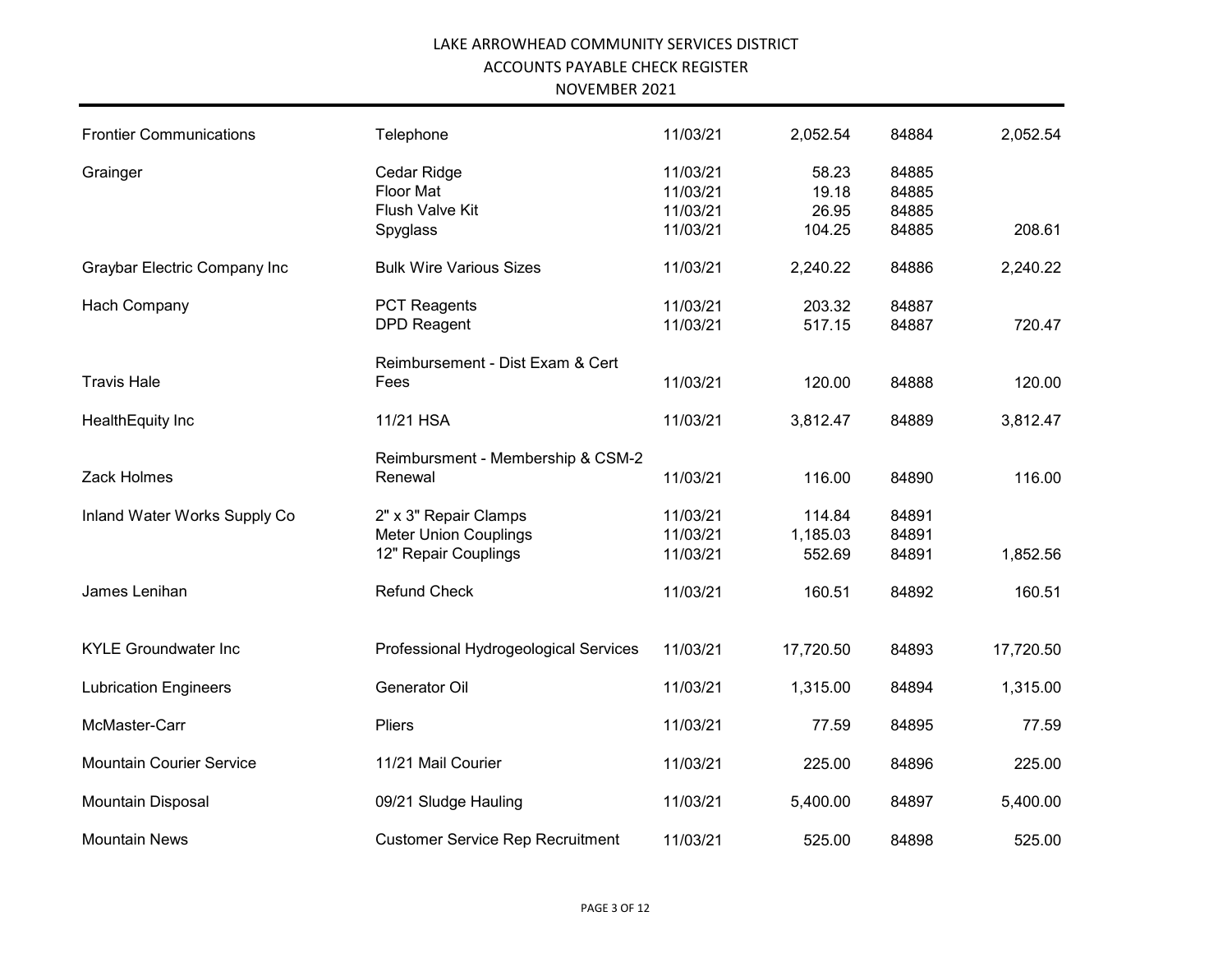LAKE ARROWHEAD COMMUNITY SERVICES DISTRICT

ACCOUNTS PAYABLE CHECK REGISTER

NOVEMBER 2021

| | | | | | |
|---|---|---|---|---|---|
| Frontier Communications | Telephone | 11/03/21 | 2,052.54 | 84884 | 2,052.54 |
| Grainger | Cedar Ridge | 11/03/21 | 58.23 | 84885 | |
| | Floor Mat | 11/03/21 | 19.18 | 84885 | |
| | Flush Valve Kit | 11/03/21 | 26.95 | 84885 | |
| | Spyglass | 11/03/21 | 104.25 | 84885 | 208.61 |
| Graybar Electric Company Inc | Bulk Wire Various Sizes | 11/03/21 | 2,240.22 | 84886 | 2,240.22 |
| Hach Company | PCT Reagents | 11/03/21 | 203.32 | 84887 | |
| | DPD Reagent | 11/03/21 | 517.15 | 84887 | 720.47 |
| Travis Hale | Reimbursement - Dist Exam & Cert Fees | 11/03/21 | 120.00 | 84888 | 120.00 |
| HealthEquity Inc | 11/21 HSA | 11/03/21 | 3,812.47 | 84889 | 3,812.47 |
| Zack Holmes | Reimbursment - Membership & CSM-2 Renewal | 11/03/21 | 116.00 | 84890 | 116.00 |
| Inland Water Works Supply Co | 2" x 3" Repair Clamps | 11/03/21 | 114.84 | 84891 | |
| | Meter Union Couplings | 11/03/21 | 1,185.03 | 84891 | |
| | 12" Repair Couplings | 11/03/21 | 552.69 | 84891 | 1,852.56 |
| James Lenihan | Refund Check | 11/03/21 | 160.51 | 84892 | 160.51 |
| KYLE Groundwater Inc | Professional Hydrogeological Services | 11/03/21 | 17,720.50 | 84893 | 17,720.50 |
| Lubrication Engineers | Generator Oil | 11/03/21 | 1,315.00 | 84894 | 1,315.00 |
| McMaster-Carr | Pliers | 11/03/21 | 77.59 | 84895 | 77.59 |
| Mountain Courier Service | 11/21 Mail Courier | 11/03/21 | 225.00 | 84896 | 225.00 |
| Mountain Disposal | 09/21 Sludge Hauling | 11/03/21 | 5,400.00 | 84897 | 5,400.00 |
| Mountain News | Customer Service Rep Recruitment | 11/03/21 | 525.00 | 84898 | 525.00 |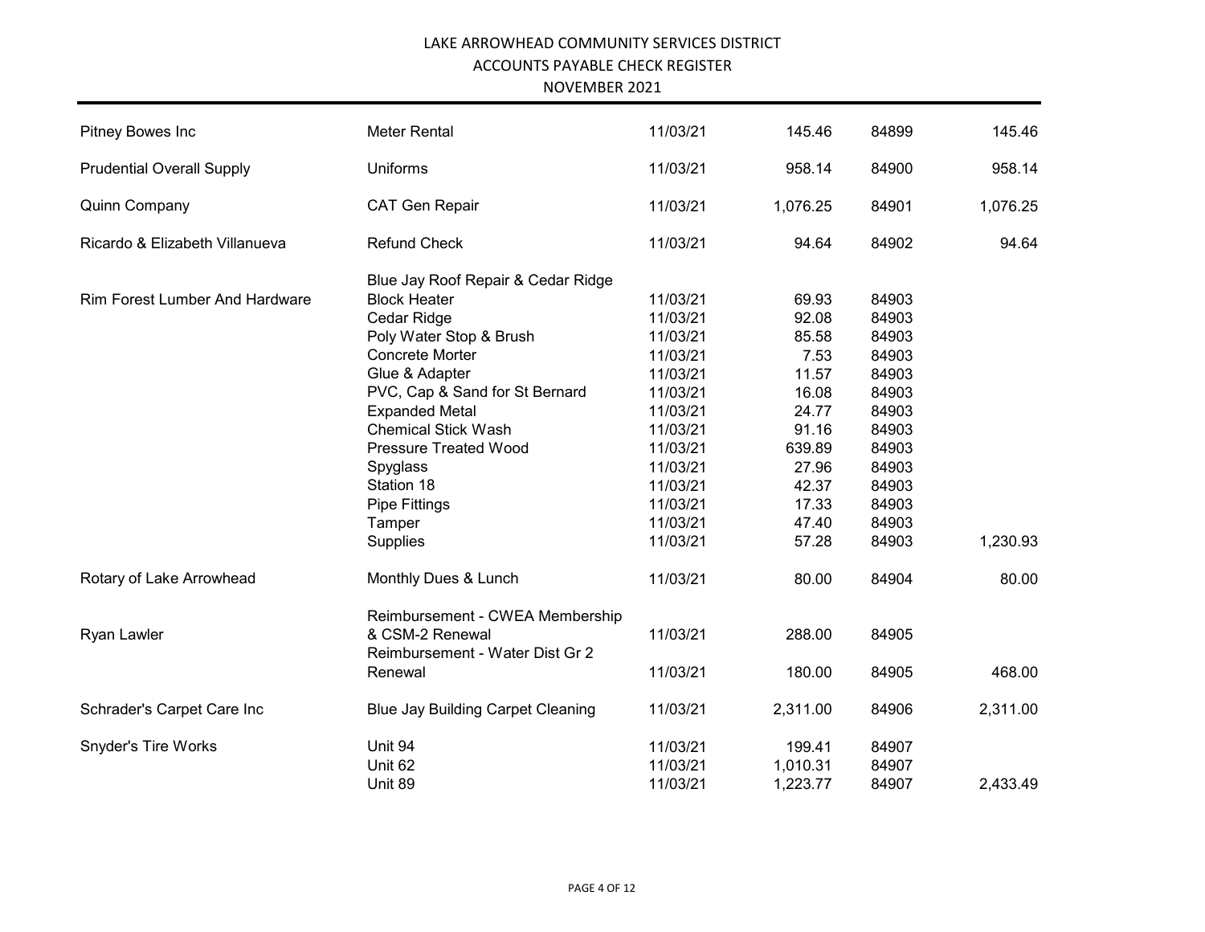# LAKE ARROWHEAD COMMUNITY SERVICES DISTRICT
## ACCOUNTS PAYABLE CHECK REGISTER
### NOVEMBER 2021

| Vendor | Description | Date | Amount | Check No. | Total |
|---|---|---|---|---|---|
| Pitney Bowes Inc | Meter Rental | 11/03/21 | 145.46 | 84899 | 145.46 |
| Prudential Overall Supply | Uniforms | 11/03/21 | 958.14 | 84900 | 958.14 |
| Quinn Company | CAT Gen Repair | 11/03/21 | 1,076.25 | 84901 | 1,076.25 |
| Ricardo & Elizabeth Villanueva | Refund Check | 11/03/21 | 94.64 | 84902 | 94.64 |
| Rim Forest Lumber And Hardware | Blue Jay Roof Repair & Cedar Ridge Block Heater | 11/03/21 | 69.93 | 84903 | |
| | Cedar Ridge | 11/03/21 | 92.08 | 84903 | |
| | Poly Water Stop & Brush | 11/03/21 | 85.58 | 84903 | |
| | Concrete Morter | 11/03/21 | 7.53 | 84903 | |
| | Glue & Adapter | 11/03/21 | 11.57 | 84903 | |
| | PVC, Cap & Sand for St Bernard | 11/03/21 | 16.08 | 84903 | |
| | Expanded Metal | 11/03/21 | 24.77 | 84903 | |
| | Chemical Stick Wash | 11/03/21 | 91.16 | 84903 | |
| | Pressure Treated Wood | 11/03/21 | 639.89 | 84903 | |
| | Spyglass | 11/03/21 | 27.96 | 84903 | |
| | Station 18 | 11/03/21 | 42.37 | 84903 | |
| | Pipe Fittings | 11/03/21 | 17.33 | 84903 | |
| | Tamper | 11/03/21 | 47.40 | 84903 | |
| | Supplies | 11/03/21 | 57.28 | 84903 | 1,230.93 |
| Rotary of Lake Arrowhead | Monthly Dues & Lunch | 11/03/21 | 80.00 | 84904 | 80.00 |
| Ryan Lawler | Reimbursement - CWEA Membership & CSM-2 Renewal | 11/03/21 | 288.00 | 84905 | |
| | Reimbursement - Water Dist Gr 2 Renewal | 11/03/21 | 180.00 | 84905 | 468.00 |
| Schrader's Carpet Care Inc | Blue Jay Building Carpet Cleaning | 11/03/21 | 2,311.00 | 84906 | 2,311.00 |
| Snyder's Tire Works | Unit 94 | 11/03/21 | 199.41 | 84907 | |
| | Unit 62 | 11/03/21 | 1,010.31 | 84907 | |
| | Unit 89 | 11/03/21 | 1,223.77 | 84907 | 2,433.49 |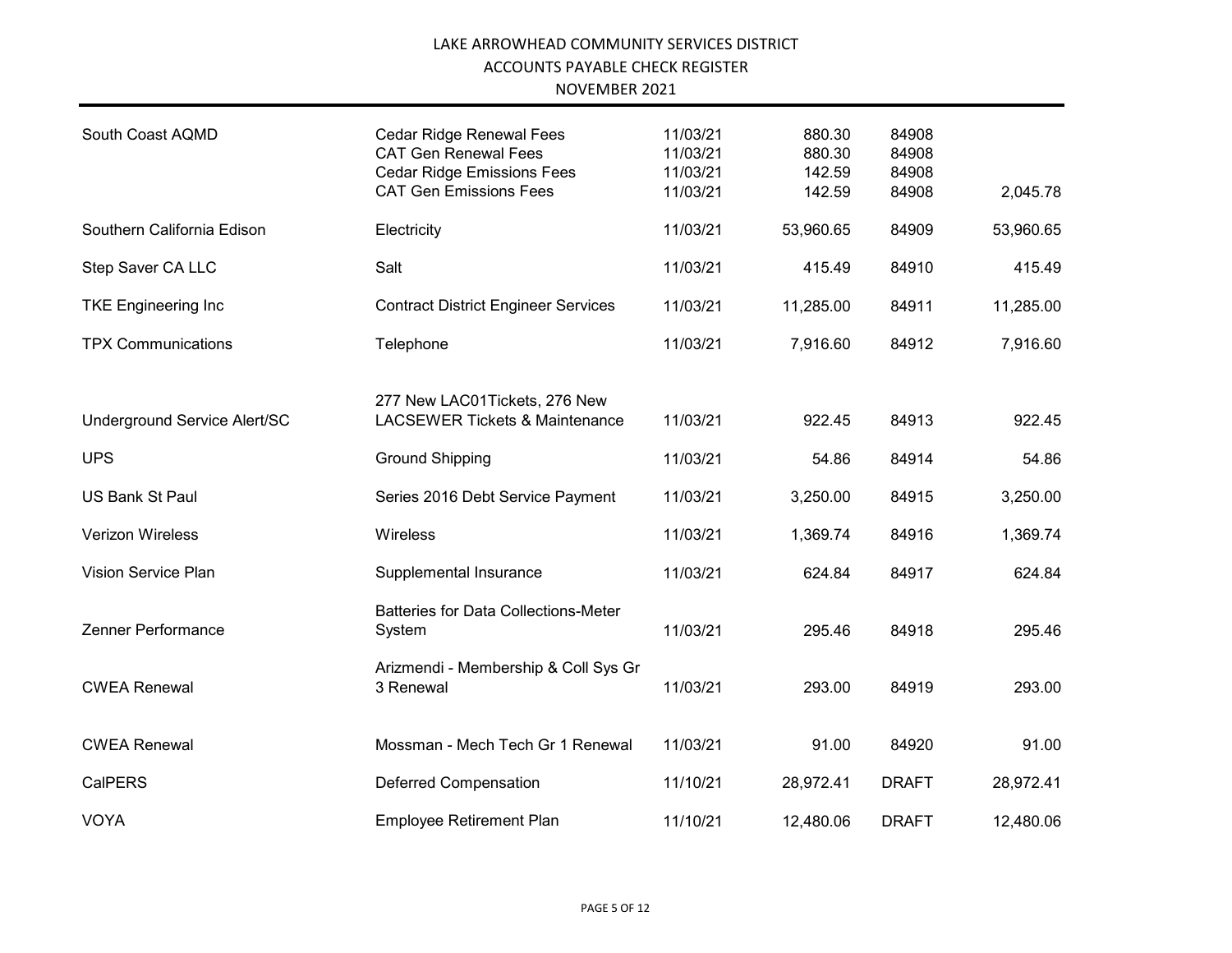LAKE ARROWHEAD COMMUNITY SERVICES DISTRICT
ACCOUNTS PAYABLE CHECK REGISTER
NOVEMBER 2021

| | | | | | |
|---|---|---|---|---|---|
| South Coast AQMD | Cedar Ridge Renewal Fees | 11/03/21 | 880.30 | 84908 | |
| | CAT Gen Renewal Fees | 11/03/21 | 880.30 | 84908 | |
| | Cedar Ridge Emissions Fees | 11/03/21 | 142.59 | 84908 | |
| | CAT Gen Emissions Fees | 11/03/21 | 142.59 | 84908 | 2,045.78 |
| Southern California Edison | Electricity | 11/03/21 | 53,960.65 | 84909 | 53,960.65 |
| Step Saver CA LLC | Salt | 11/03/21 | 415.49 | 84910 | 415.49 |
| TKE Engineering Inc | Contract District Engineer Services | 11/03/21 | 11,285.00 | 84911 | 11,285.00 |
| TPX Communications | Telephone | 11/03/21 | 7,916.60 | 84912 | 7,916.60 |
| Underground Service Alert/SC | 277 New LAC01Tickets, 276 New LACSEWER Tickets & Maintenance | 11/03/21 | 922.45 | 84913 | 922.45 |
| UPS | Ground Shipping | 11/03/21 | 54.86 | 84914 | 54.86 |
| US Bank St Paul | Series 2016 Debt Service Payment | 11/03/21 | 3,250.00 | 84915 | 3,250.00 |
| Verizon Wireless | Wireless | 11/03/21 | 1,369.74 | 84916 | 1,369.74 |
| Vision Service Plan | Supplemental Insurance | 11/03/21 | 624.84 | 84917 | 624.84 |
| Zenner Performance | Batteries for Data Collections-Meter System | 11/03/21 | 295.46 | 84918 | 295.46 |
| CWEA Renewal | Arizmendi - Membership & Coll Sys Gr 3 Renewal | 11/03/21 | 293.00 | 84919 | 293.00 |
| CWEA Renewal | Mossman - Mech Tech Gr 1 Renewal | 11/03/21 | 91.00 | 84920 | 91.00 |
| CalPERS | Deferred Compensation | 11/10/21 | 28,972.41 | DRAFT | 28,972.41 |
| VOYA | Employee Retirement Plan | 11/10/21 | 12,480.06 | DRAFT | 12,480.06 |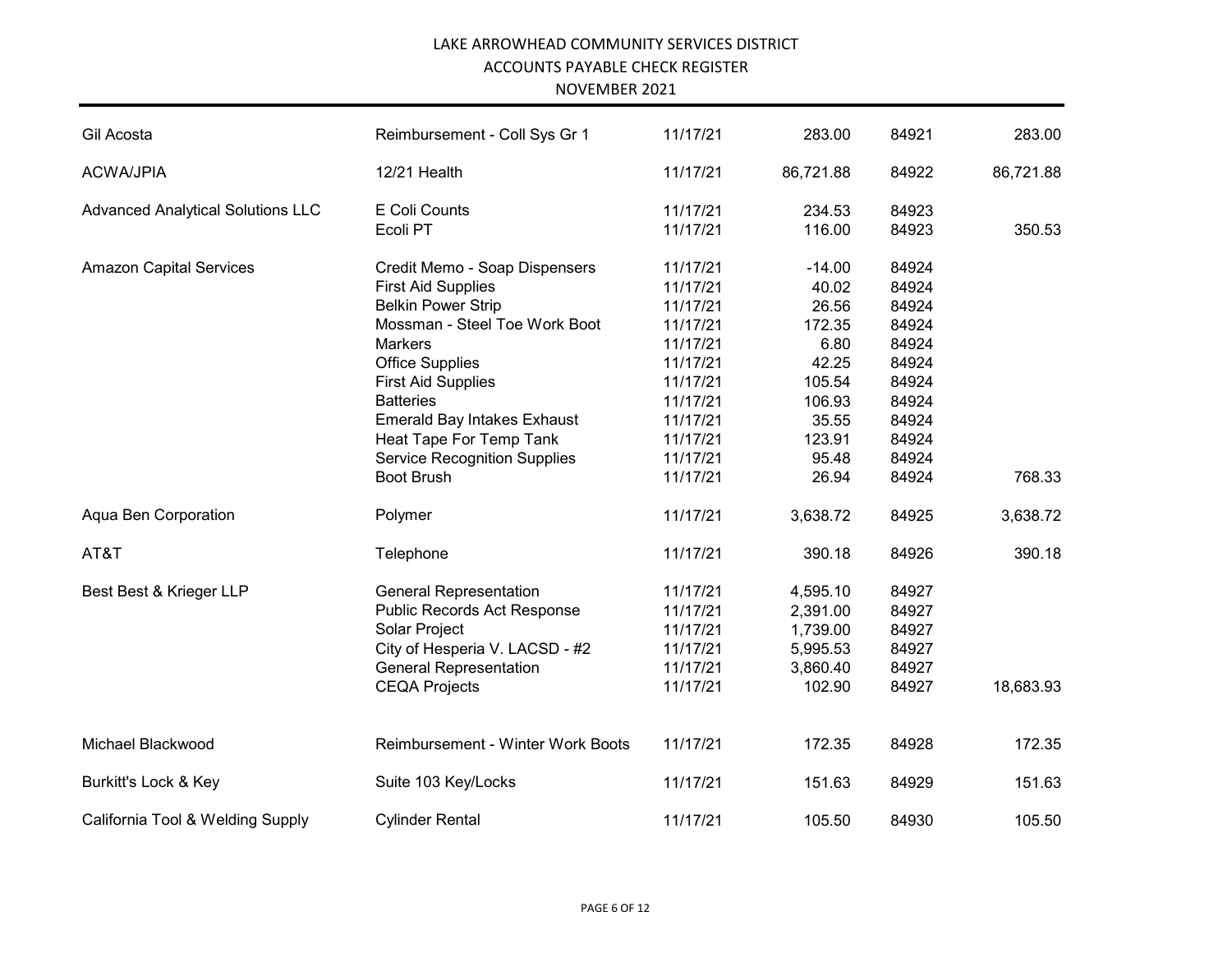LAKE ARROWHEAD COMMUNITY SERVICES DISTRICT

ACCOUNTS PAYABLE CHECK REGISTER

NOVEMBER 2021

| | | | | | |
|---|---|---|---|---|---|
| Gil Acosta | Reimbursement - Coll Sys Gr 1 | 11/17/21 | 283.00 | 84921 | 283.00 |
| ACWA/JPIA | 12/21 Health | 11/17/21 | 86,721.88 | 84922 | 86,721.88 |
| Advanced Analytical Solutions LLC | E Coli Counts | 11/17/21 | 234.53 | 84923 | |
| | Ecoli PT | 11/17/21 | 116.00 | 84923 | 350.53 |
| Amazon Capital Services | Credit Memo - Soap Dispensers | 11/17/21 | -14.00 | 84924 | |
| | First Aid Supplies | 11/17/21 | 40.02 | 84924 | |
| | Belkin Power Strip | 11/17/21 | 26.56 | 84924 | |
| | Mossman - Steel Toe Work Boot | 11/17/21 | 172.35 | 84924 | |
| | Markers | 11/17/21 | 6.80 | 84924 | |
| | Office Supplies | 11/17/21 | 42.25 | 84924 | |
| | First Aid Supplies | 11/17/21 | 105.54 | 84924 | |
| | Batteries | 11/17/21 | 106.93 | 84924 | |
| | Emerald Bay Intakes Exhaust | 11/17/21 | 35.55 | 84924 | |
| | Heat Tape For Temp Tank | 11/17/21 | 123.91 | 84924 | |
| | Service Recognition Supplies | 11/17/21 | 95.48 | 84924 | |
| | Boot Brush | 11/17/21 | 26.94 | 84924 | 768.33 |
| Aqua Ben Corporation | Polymer | 11/17/21 | 3,638.72 | 84925 | 3,638.72 |
| AT&T | Telephone | 11/17/21 | 390.18 | 84926 | 390.18 |
| Best Best & Krieger LLP | General Representation | 11/17/21 | 4,595.10 | 84927 | |
| | Public Records Act Response | 11/17/21 | 2,391.00 | 84927 | |
| | Solar Project | 11/17/21 | 1,739.00 | 84927 | |
| | City of Hesperia V. LACSD - #2 | 11/17/21 | 5,995.53 | 84927 | |
| | General Representation | 11/17/21 | 3,860.40 | 84927 | |
| | CEQA Projects | 11/17/21 | 102.90 | 84927 | 18,683.93 |
| Michael Blackwood | Reimbursement - Winter Work Boots | 11/17/21 | 172.35 | 84928 | 172.35 |
| Burkitt's Lock & Key | Suite 103 Key/Locks | 11/17/21 | 151.63 | 84929 | 151.63 |
| California Tool & Welding Supply | Cylinder Rental | 11/17/21 | 105.50 | 84930 | 105.50 |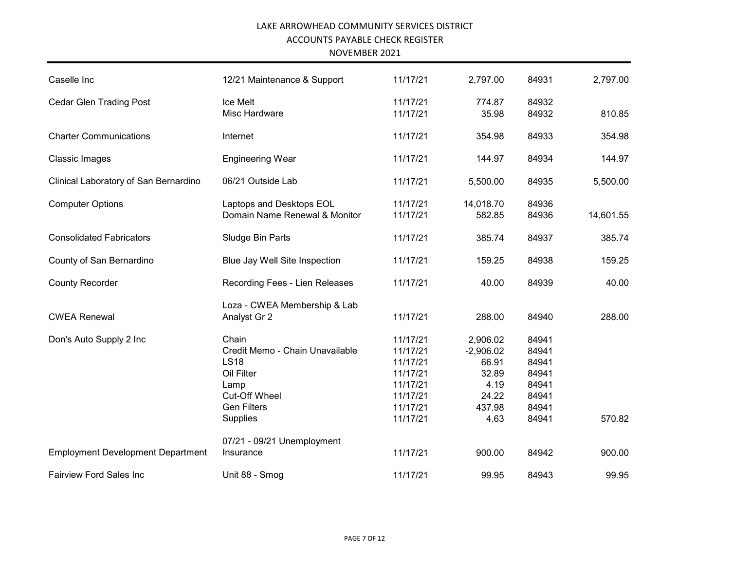LAKE ARROWHEAD COMMUNITY SERVICES DISTRICT
ACCOUNTS PAYABLE CHECK REGISTER
NOVEMBER 2021

| Vendor | Description | Date | Amount | Check No. | Total |
|---|---|---|---|---|---|
| Caselle Inc | 12/21 Maintenance & Support | 11/17/21 | 2,797.00 | 84931 | 2,797.00 |
| Cedar Glen Trading Post | Ice Melt | 11/17/21 | 774.87 | 84932 | |
| | Misc Hardware | 11/17/21 | 35.98 | 84932 | 810.85 |
| Charter Communications | Internet | 11/17/21 | 354.98 | 84933 | 354.98 |
| Classic Images | Engineering Wear | 11/17/21 | 144.97 | 84934 | 144.97 |
| Clinical Laboratory of San Bernardino | 06/21 Outside Lab | 11/17/21 | 5,500.00 | 84935 | 5,500.00 |
| Computer Options | Laptops and Desktops EOL | 11/17/21 | 14,018.70 | 84936 | |
| | Domain Name Renewal & Monitor | 11/17/21 | 582.85 | 84936 | 14,601.55 |
| Consolidated Fabricators | Sludge Bin Parts | 11/17/21 | 385.74 | 84937 | 385.74 |
| County of San Bernardino | Blue Jay Well Site Inspection | 11/17/21 | 159.25 | 84938 | 159.25 |
| County Recorder | Recording Fees - Lien Releases | 11/17/21 | 40.00 | 84939 | 40.00 |
| CWEA Renewal | Loza - CWEA Membership & Lab Analyst Gr 2 | 11/17/21 | 288.00 | 84940 | 288.00 |
| Don's Auto Supply 2 Inc | Chain | 11/17/21 | 2,906.02 | 84941 | |
| | Credit Memo - Chain Unavailable | 11/17/21 | -2,906.02 | 84941 | |
| | LS18 | 11/17/21 | 66.91 | 84941 | |
| | Oil Filter | 11/17/21 | 32.89 | 84941 | |
| | Lamp | 11/17/21 | 4.19 | 84941 | |
| | Cut-Off Wheel | 11/17/21 | 24.22 | 84941 | |
| | Gen Filters | 11/17/21 | 437.98 | 84941 | |
| | Supplies | 11/17/21 | 4.63 | 84941 | 570.82 |
| Employment Development Department | 07/21 - 09/21 Unemployment Insurance | 11/17/21 | 900.00 | 84942 | 900.00 |
| Fairview Ford Sales Inc | Unit 88 - Smog | 11/17/21 | 99.95 | 84943 | 99.95 |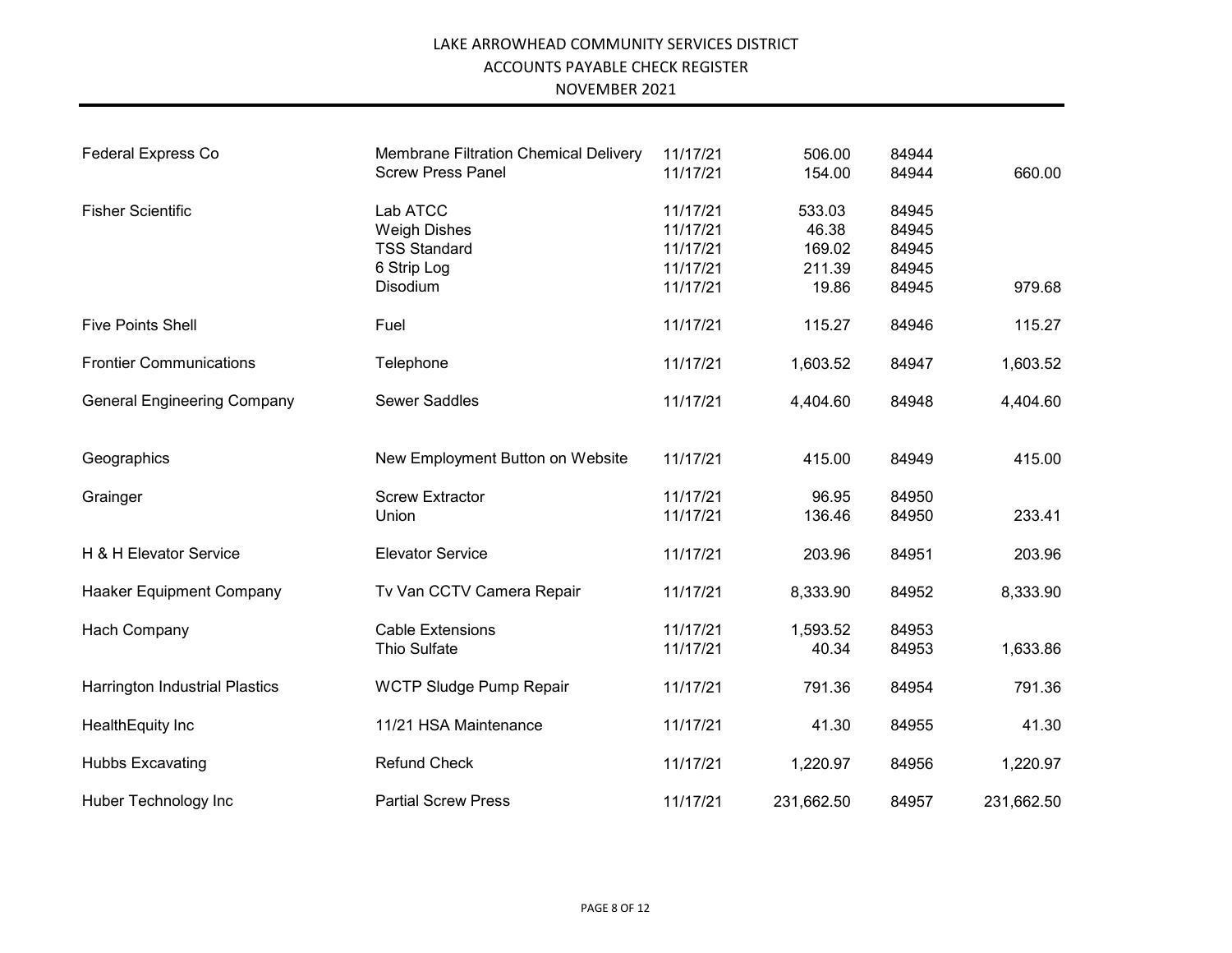LAKE ARROWHEAD COMMUNITY SERVICES DISTRICT
ACCOUNTS PAYABLE CHECK REGISTER
NOVEMBER 2021

| | | | | | |
|---|---|---|---|---|---|
| Federal Express Co | Membrane Filtration Chemical Delivery | 11/17/21 | 506.00 | 84944 | |
| | Screw Press Panel | 11/17/21 | 154.00 | 84944 | 660.00 |
| Fisher Scientific | Lab ATCC | 11/17/21 | 533.03 | 84945 | |
| | Weigh Dishes | 11/17/21 | 46.38 | 84945 | |
| | TSS Standard | 11/17/21 | 169.02 | 84945 | |
| | 6 Strip Log | 11/17/21 | 211.39 | 84945 | |
| | Disodium | 11/17/21 | 19.86 | 84945 | 979.68 |
| Five Points Shell | Fuel | 11/17/21 | 115.27 | 84946 | 115.27 |
| Frontier Communications | Telephone | 11/17/21 | 1,603.52 | 84947 | 1,603.52 |
| General Engineering Company | Sewer Saddles | 11/17/21 | 4,404.60 | 84948 | 4,404.60 |
| Geographics | New Employment Button on Website | 11/17/21 | 415.00 | 84949 | 415.00 |
| Grainger | Screw Extractor | 11/17/21 | 96.95 | 84950 | |
| | Union | 11/17/21 | 136.46 | 84950 | 233.41 |
| H & H Elevator Service | Elevator Service | 11/17/21 | 203.96 | 84951 | 203.96 |
| Haaker Equipment Company | Tv Van CCTV Camera Repair | 11/17/21 | 8,333.90 | 84952 | 8,333.90 |
| Hach Company | Cable Extensions | 11/17/21 | 1,593.52 | 84953 | |
| | Thio Sulfate | 11/17/21 | 40.34 | 84953 | 1,633.86 |
| Harrington Industrial Plastics | WCTP Sludge Pump Repair | 11/17/21 | 791.36 | 84954 | 791.36 |
| HealthEquity Inc | 11/21 HSA Maintenance | 11/17/21 | 41.30 | 84955 | 41.30 |
| Hubbs Excavating | Refund Check | 11/17/21 | 1,220.97 | 84956 | 1,220.97 |
| Huber Technology Inc | Partial Screw Press | 11/17/21 | 231,662.50 | 84957 | 231,662.50 |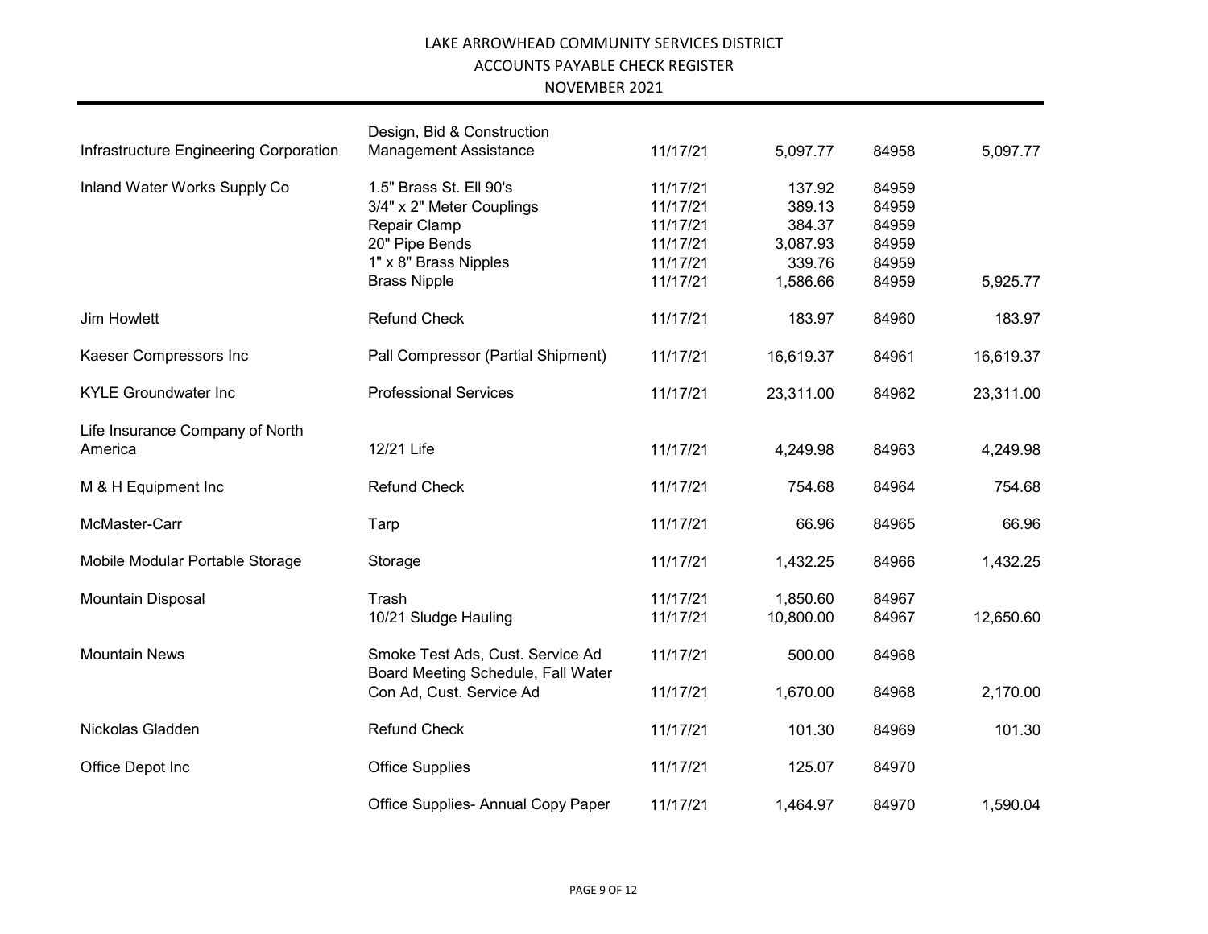# LAKE ARROWHEAD COMMUNITY SERVICES DISTRICT
## ACCOUNTS PAYABLE CHECK REGISTER
### NOVEMBER 2021

| Vendor | Description | Date | Amount | Check No. | Total |
|---|---|---|---|---|---|
| Infrastructure Engineering Corporation | Design, Bid & Construction Management Assistance | 11/17/21 | 5,097.77 | 84958 | 5,097.77 |
| Inland Water Works Supply Co | 1.5" Brass St. Ell 90's | 11/17/21 | 137.92 | 84959 | |
| | 3/4" x 2" Meter Couplings | 11/17/21 | 389.13 | 84959 | |
| | Repair Clamp | 11/17/21 | 384.37 | 84959 | |
| | 20" Pipe Bends | 11/17/21 | 3,087.93 | 84959 | |
| | 1" x 8" Brass Nipples | 11/17/21 | 339.76 | 84959 | |
| | Brass Nipple | 11/17/21 | 1,586.66 | 84959 | 5,925.77 |
| Jim Howlett | Refund Check | 11/17/21 | 183.97 | 84960 | 183.97 |
| Kaeser Compressors Inc | Pall Compressor (Partial Shipment) | 11/17/21 | 16,619.37 | 84961 | 16,619.37 |
| KYLE Groundwater Inc | Professional Services | 11/17/21 | 23,311.00 | 84962 | 23,311.00 |
| Life Insurance Company of North America | 12/21 Life | 11/17/21 | 4,249.98 | 84963 | 4,249.98 |
| M & H Equipment Inc | Refund Check | 11/17/21 | 754.68 | 84964 | 754.68 |
| McMaster-Carr | Tarp | 11/17/21 | 66.96 | 84965 | 66.96 |
| Mobile Modular Portable Storage | Storage | 11/17/21 | 1,432.25 | 84966 | 1,432.25 |
| Mountain Disposal | Trash | 11/17/21 | 1,850.60 | 84967 | |
| | 10/21 Sludge Hauling | 11/17/21 | 10,800.00 | 84967 | 12,650.60 |
| Mountain News | Smoke Test Ads, Cust. Service Ad | 11/17/21 | 500.00 | 84968 | |
| | Board Meeting Schedule, Fall Water Con Ad, Cust. Service Ad | 11/17/21 | 1,670.00 | 84968 | 2,170.00 |
| Nickolas Gladden | Refund Check | 11/17/21 | 101.30 | 84969 | 101.30 |
| Office Depot Inc | Office Supplies | 11/17/21 | 125.07 | 84970 | |
| | Office Supplies- Annual Copy Paper | 11/17/21 | 1,464.97 | 84970 | 1,590.04 |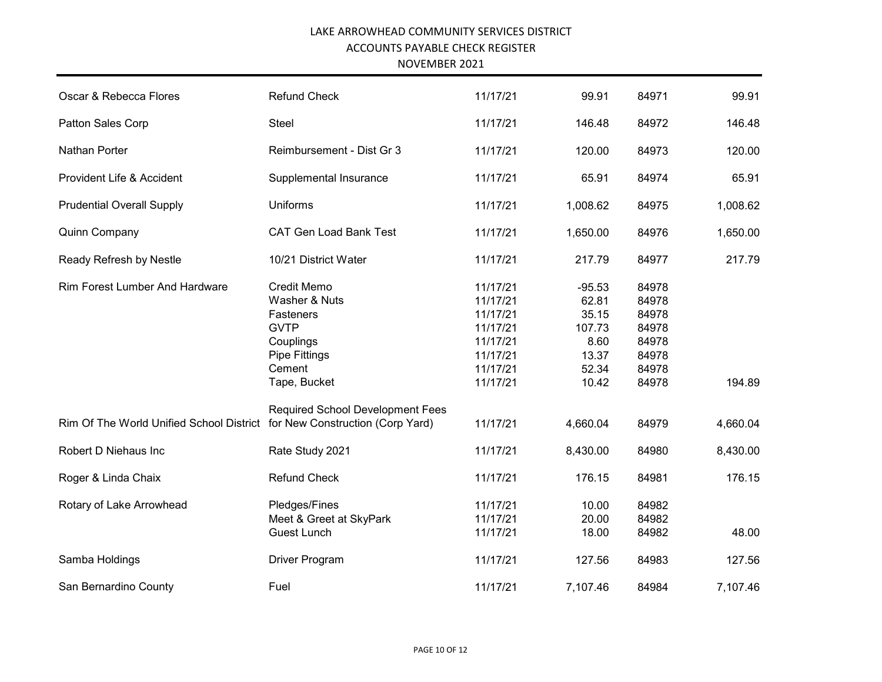# LAKE ARROWHEAD COMMUNITY SERVICES DISTRICT
## ACCOUNTS PAYABLE CHECK REGISTER
## NOVEMBER 2021

| | | | | | |
|---|---|---|---|---|---|
| Oscar & Rebecca Flores | Refund Check | 11/17/21 | 99.91 | 84971 | 99.91 |
| Patton Sales Corp | Steel | 11/17/21 | 146.48 | 84972 | 146.48 |
| Nathan Porter | Reimbursement - Dist Gr 3 | 11/17/21 | 120.00 | 84973 | 120.00 |
| Provident Life & Accident | Supplemental Insurance | 11/17/21 | 65.91 | 84974 | 65.91 |
| Prudential Overall Supply | Uniforms | 11/17/21 | 1,008.62 | 84975 | 1,008.62 |
| Quinn Company | CAT Gen Load Bank Test | 11/17/21 | 1,650.00 | 84976 | 1,650.00 |
| Ready Refresh by Nestle | 10/21 District Water | 11/17/21 | 217.79 | 84977 | 217.79 |
| Rim Forest Lumber And Hardware | Credit Memo | 11/17/21 | -95.53 | 84978 | |
| | Washer & Nuts | 11/17/21 | 62.81 | 84978 | |
| | Fasteners | 11/17/21 | 35.15 | 84978 | |
| | GVTP | 11/17/21 | 107.73 | 84978 | |
| | Couplings | 11/17/21 | 8.60 | 84978 | |
| | Pipe Fittings | 11/17/21 | 13.37 | 84978 | |
| | Cement | 11/17/21 | 52.34 | 84978 | |
| | Tape, Bucket | 11/17/21 | 10.42 | 84978 | 194.89 |
| Rim Of The World Unified School District | Required School Development Fees for New Construction (Corp Yard) | 11/17/21 | 4,660.04 | 84979 | 4,660.04 |
| Robert D Niehaus Inc | Rate Study 2021 | 11/17/21 | 8,430.00 | 84980 | 8,430.00 |
| Roger & Linda Chaix | Refund Check | 11/17/21 | 176.15 | 84981 | 176.15 |
| Rotary of Lake Arrowhead | Pledges/Fines | 11/17/21 | 10.00 | 84982 | |
| | Meet & Greet at SkyPark | 11/17/21 | 20.00 | 84982 | |
| | Guest Lunch | 11/17/21 | 18.00 | 84982 | 48.00 |
| Samba Holdings | Driver Program | 11/17/21 | 127.56 | 84983 | 127.56 |
| San Bernardino County | Fuel | 11/17/21 | 7,107.46 | 84984 | 7,107.46 |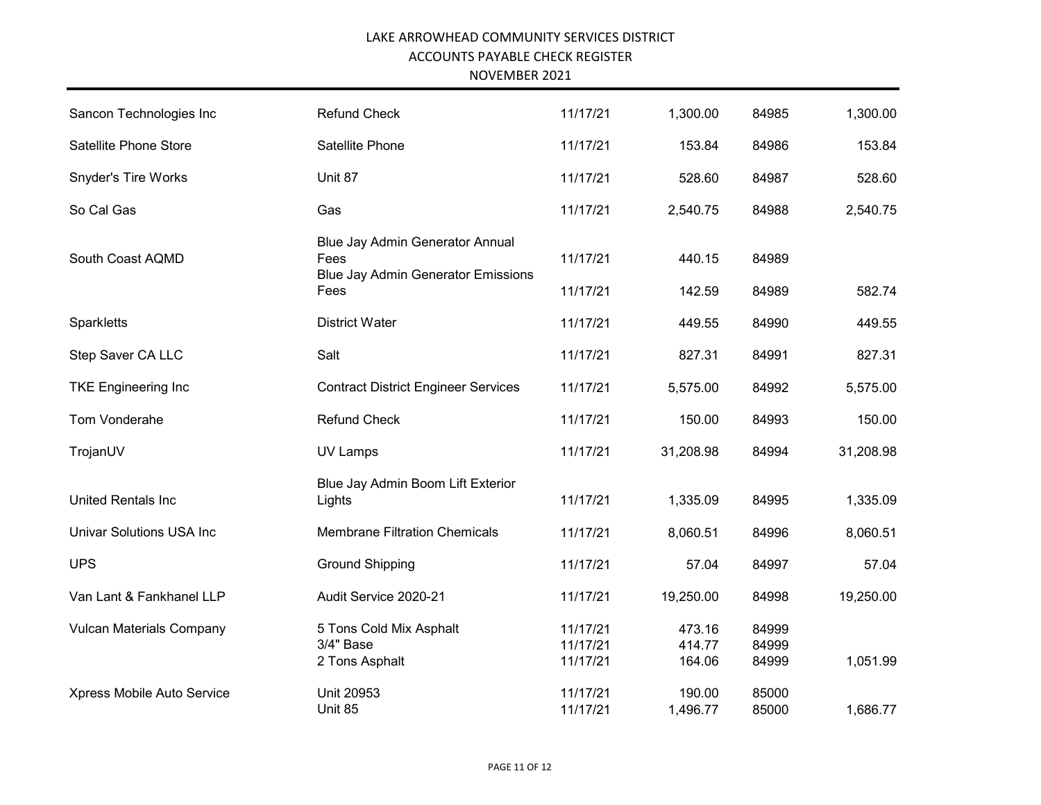LAKE ARROWHEAD COMMUNITY SERVICES DISTRICT
ACCOUNTS PAYABLE CHECK REGISTER
NOVEMBER 2021

| | | | | | |
|---|---|---|---|---|---|
| Sancon Technologies Inc | Refund Check | 11/17/21 | 1,300.00 | 84985 | 1,300.00 |
| Satellite Phone Store | Satellite Phone | 11/17/21 | 153.84 | 84986 | 153.84 |
| Snyder's Tire Works | Unit 87 | 11/17/21 | 528.60 | 84987 | 528.60 |
| So Cal Gas | Gas | 11/17/21 | 2,540.75 | 84988 | 2,540.75 |
| South Coast AQMD | Blue Jay Admin Generator Annual Fees | 11/17/21 | 440.15 | 84989 | |
| | Blue Jay Admin Generator Emissions Fees | 11/17/21 | 142.59 | 84989 | 582.74 |
| Sparkletts | District Water | 11/17/21 | 449.55 | 84990 | 449.55 |
| Step Saver CA LLC | Salt | 11/17/21 | 827.31 | 84991 | 827.31 |
| TKE Engineering Inc | Contract District Engineer Services | 11/17/21 | 5,575.00 | 84992 | 5,575.00 |
| Tom Vonderahe | Refund Check | 11/17/21 | 150.00 | 84993 | 150.00 |
| TrojanUV | UV Lamps | 11/17/21 | 31,208.98 | 84994 | 31,208.98 |
| United Rentals Inc | Blue Jay Admin Boom Lift Exterior Lights | 11/17/21 | 1,335.09 | 84995 | 1,335.09 |
| Univar Solutions USA Inc | Membrane Filtration Chemicals | 11/17/21 | 8,060.51 | 84996 | 8,060.51 |
| UPS | Ground Shipping | 11/17/21 | 57.04 | 84997 | 57.04 |
| Van Lant & Fankhanel LLP | Audit Service 2020-21 | 11/17/21 | 19,250.00 | 84998 | 19,250.00 |
| Vulcan Materials Company | 5 Tons Cold Mix Asphalt | 11/17/21 | 473.16 | 84999 | |
| | 3/4" Base | 11/17/21 | 414.77 | 84999 | |
| | 2 Tons Asphalt | 11/17/21 | 164.06 | 84999 | 1,051.99 |
| Xpress Mobile Auto Service | Unit 20953 | 11/17/21 | 190.00 | 85000 | |
| | Unit 85 | 11/17/21 | 1,496.77 | 85000 | 1,686.77 |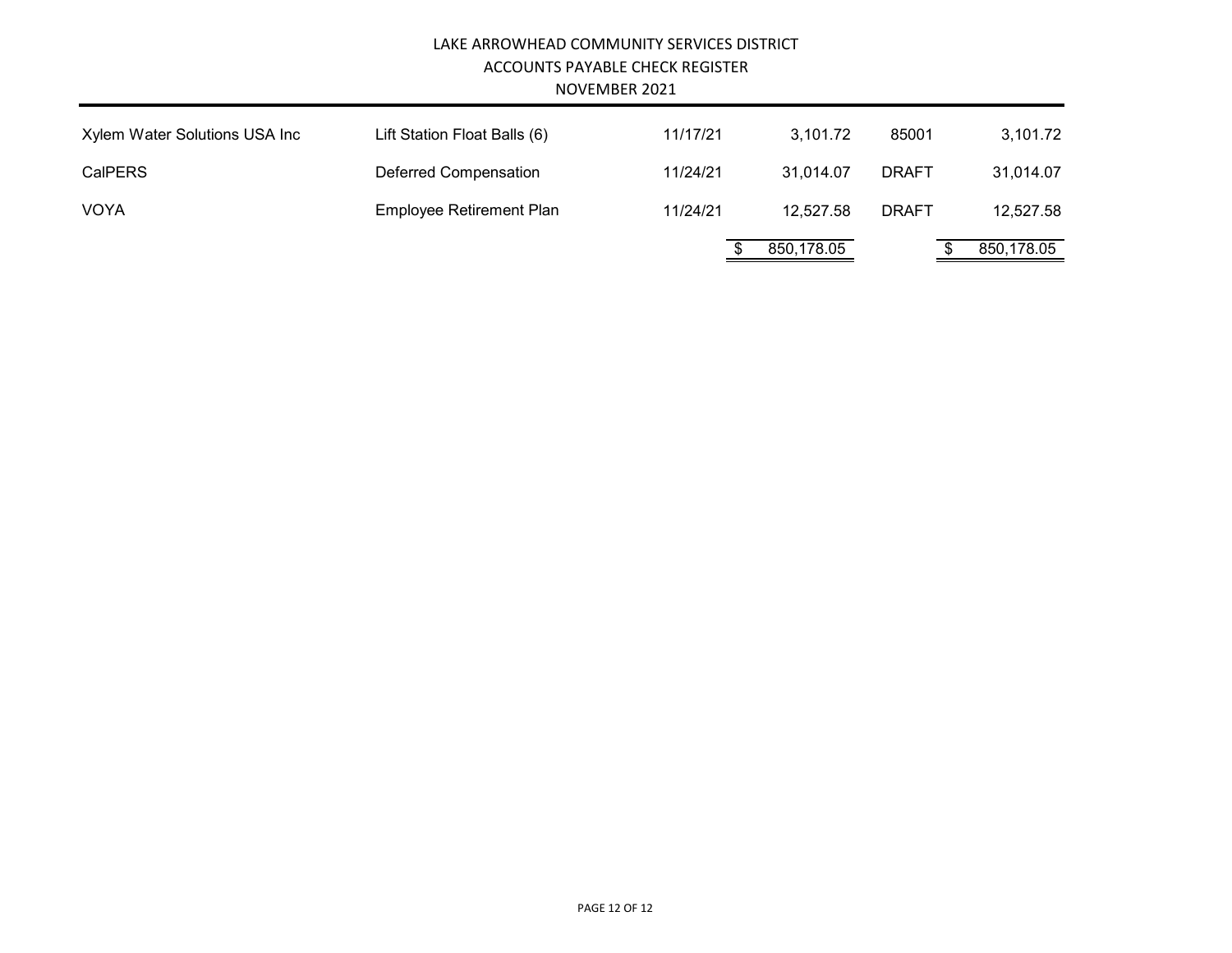LAKE ARROWHEAD COMMUNITY SERVICES DISTRICT
ACCOUNTS PAYABLE CHECK REGISTER
NOVEMBER 2021

| | | | | | |
|---|---|---|---|---|---|
| Xylem Water Solutions USA Inc | Lift Station Float Balls (6) | 11/17/21 | 3,101.72 | 85001 | 3,101.72 |
| CalPERS | Deferred Compensation | 11/24/21 | 31,014.07 | DRAFT | 31,014.07 |
| VOYA | Employee Retirement Plan | 11/24/21 | 12,527.58 | DRAFT | 12,527.58 |
| | | | $ 850,178.05 | | $ 850,178.05 |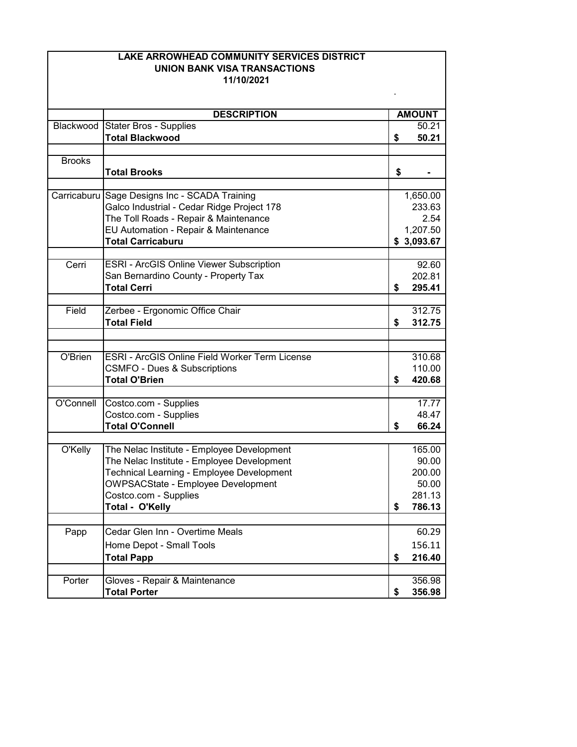**LAKE ARROWHEAD COMMUNITY SERVICES DISTRICT**
**UNION BANK VISA TRANSACTIONS**
**11/10/2021**

| | DESCRIPTION | AMOUNT |
|---|---|---|
| Blackwood | Stater Bros - Supplies | 50.21 |
| | **Total Blackwood** | **$ 50.21** |
| | | |
| Brooks | | |
| | **Total Brooks** | **$ -** |
| | | |
| Carricaburu | Sage Designs Inc - SCADA Training | 1,650.00 |
| | Galco Industrial - Cedar Ridge Project 178 | 233.63 |
| | The Toll Roads - Repair & Maintenance | 2.54 |
| | EU Automation - Repair & Maintenance | 1,207.50 |
| | **Total Carricaburu** | **$ 3,093.67** |
| | | |
| Cerri | ESRI - ArcGIS Online Viewer Subscription | 92.60 |
| | San Bernardino County - Property Tax | 202.81 |
| | **Total Cerri** | **$ 295.41** |
| | | |
| Field | Zerbee - Ergonomic Office Chair | 312.75 |
| | **Total Field** | **$ 312.75** |
| | | |
| | | |
| O'Brien | ESRI - ArcGIS Online Field Worker Term License | 310.68 |
| | CSMFO - Dues & Subscriptions | 110.00 |
| | **Total O'Brien** | **$ 420.68** |
| | | |
| O'Connell | Costco.com - Supplies | 17.77 |
| | Costco.com - Supplies | 48.47 |
| | **Total O'Connell** | **$ 66.24** |
| | | |
| O'Kelly | The Nelac Institute - Employee Development | 165.00 |
| | The Nelac Institute - Employee Development | 90.00 |
| | Technical Learning - Employee Development | 200.00 |
| | OWPSACState - Employee Development | 50.00 |
| | Costco.com - Supplies | 281.13 |
| | **Total - O'Kelly** | **$ 786.13** |
| | | |
| Papp | Cedar Glen Inn - Overtime Meals | 60.29 |
| | Home Depot - Small Tools | 156.11 |
| | **Total Papp** | **$ 216.40** |
| | | |
| Porter | Gloves - Repair & Maintenance | 356.98 |
| | **Total Porter** | **$ 356.98** |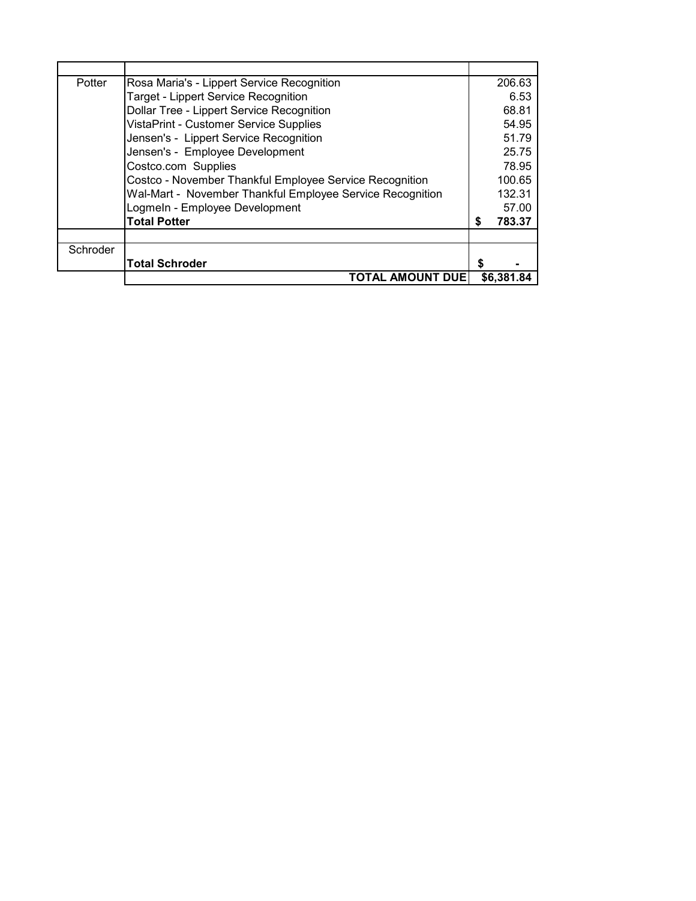| | | |
|---|---|---|
| Potter | Rosa Maria's - Lippert Service Recognition | 206.63 |
| | Target - Lippert Service Recognition | 6.53 |
| | Dollar Tree - Lippert Service Recognition | 68.81 |
| | VistaPrint - Customer Service Supplies | 54.95 |
| | Jensen's - Lippert Service Recognition | 51.79 |
| | Jensen's - Employee Development | 25.75 |
| | Costco.com Supplies | 78.95 |
| | Costco - November Thankful Employee Service Recognition | 100.65 |
| | Wal-Mart - November Thankful Employee Service Recognition | 132.31 |
| | Logmeln - Employee Development | 57.00 |
| | **Total Potter** | **$ 783.37** |
| | | |
| Schroder | | |
| | **Total Schroder** | **$ -** |
| | **TOTAL AMOUNT DUE** | **$6,381.84** |